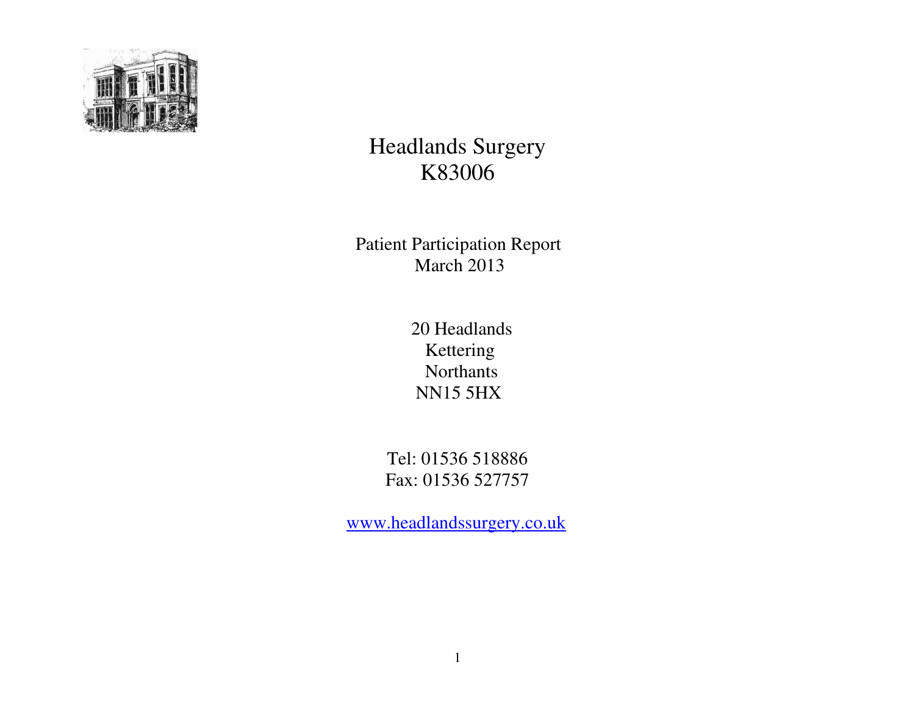# Headlands Surgery
# K83006

## Patient Participation Report
## March 2013

20 Headlands
Kettering
Northants
NN15 5HX

Tel: 01536 518886
Fax: 01536 527757

www.headlandssurgery.co.uk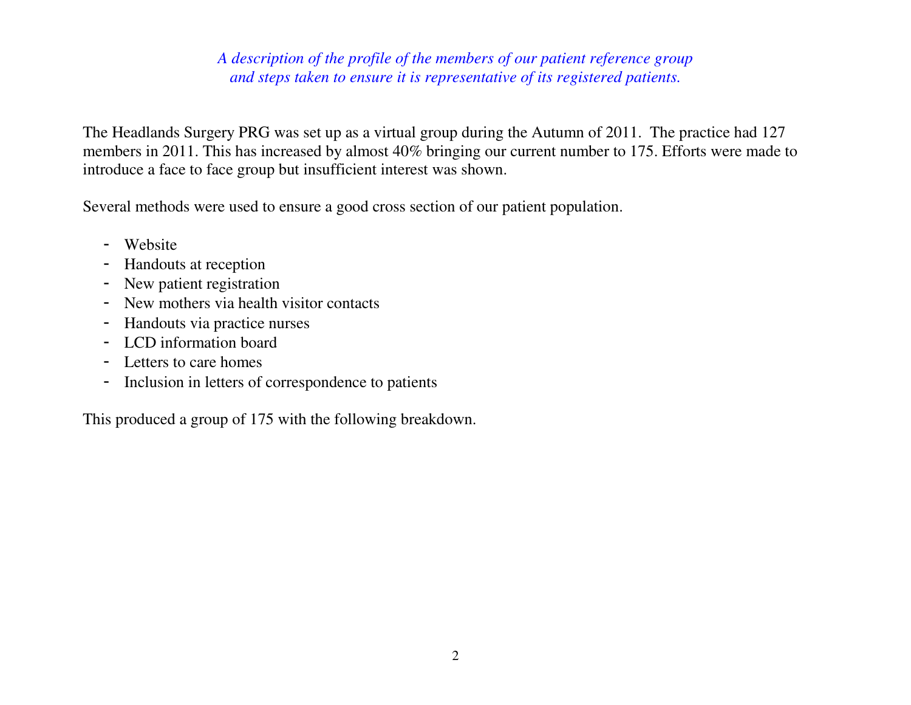*A description of the profile of the members of our patient reference group and steps taken to ensure it is representative of its registered patients.*

The Headlands Surgery PRG was set up as a virtual group during the Autumn of 2011. The practice had 127 members in 2011. This has increased by almost 40% bringing our current number to 175. Efforts were made to introduce a face to face group but insufficient interest was shown.

Several methods were used to ensure a good cross section of our patient population.

- Website
- Handouts at reception
- New patient registration
- New mothers via health visitor contacts
- Handouts via practice nurses
- LCD information board
- Letters to care homes
- Inclusion in letters of correspondence to patients

This produced a group of 175 with the following breakdown.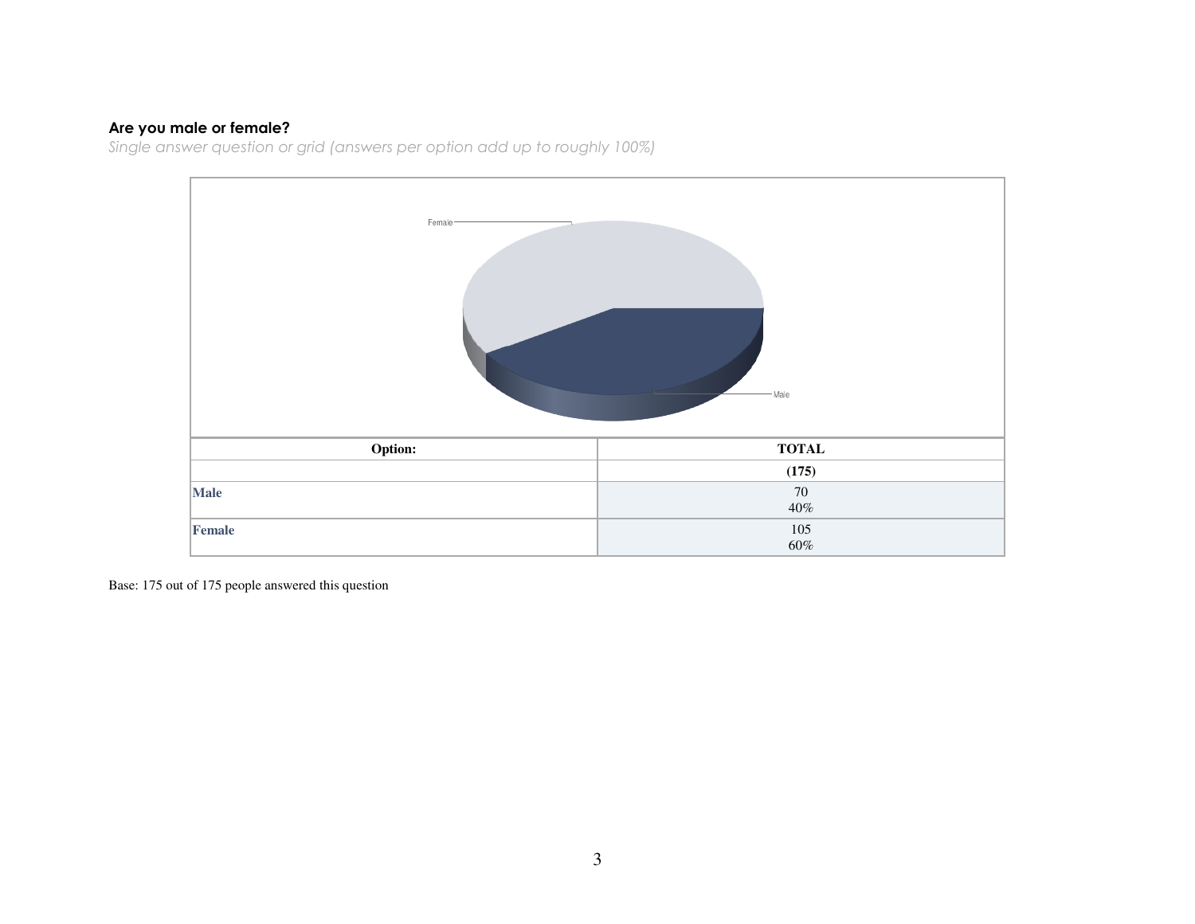## Are you male or female?

*Single answer question or grid (answers per option add up to roughly 100%)*

| Option: | TOTAL |
|---|---|
| | **(175)** |
| **Male** | 70<br>40% |
| **Female** | 105<br>60% |

Base: 175 out of 175 people answered this question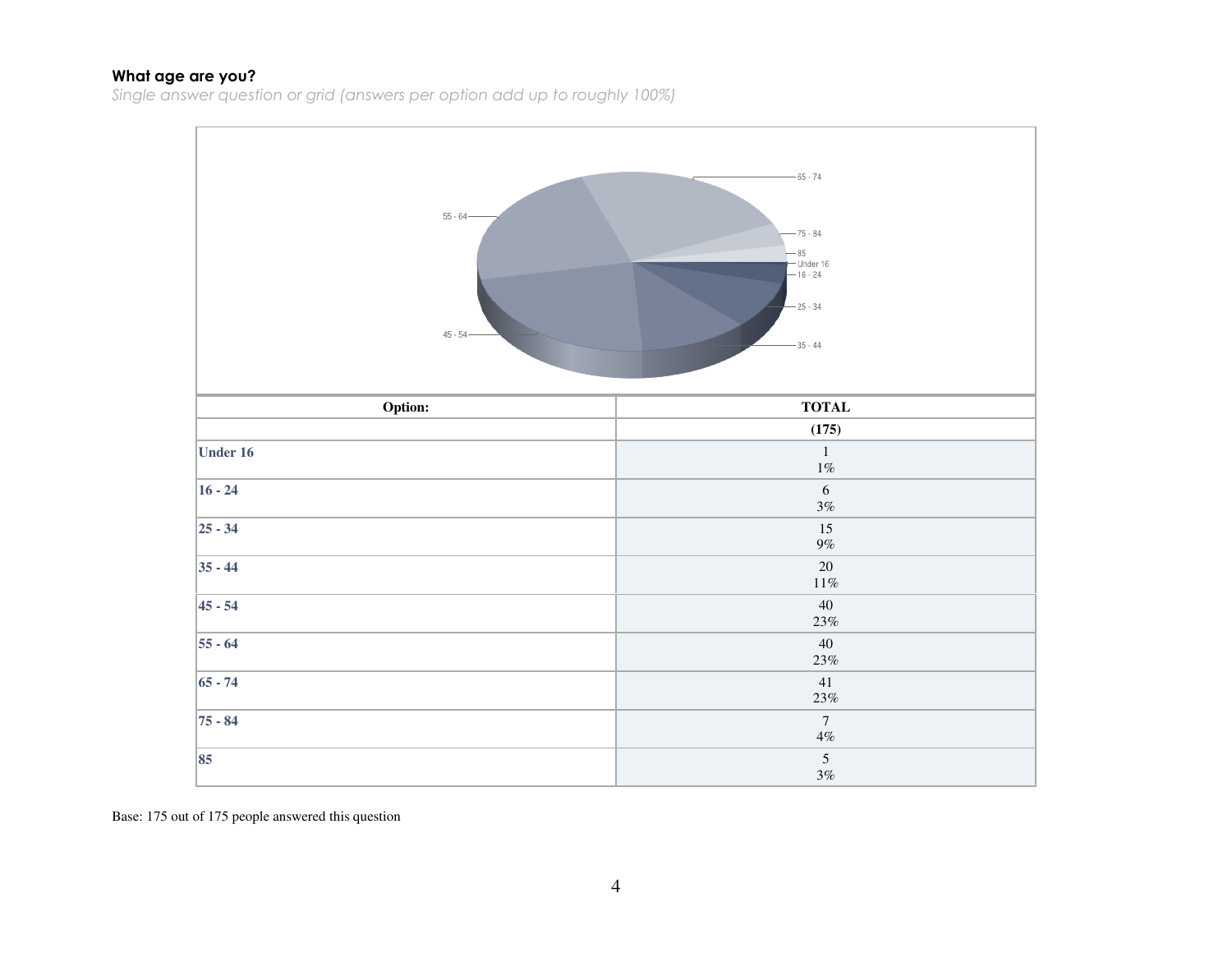**What age are you?**

*Single answer question or grid (answers per option add up to roughly 100%)*

| Option: | TOTAL |
| --- | --- |
| | (175) |
| Under 16 | 1<br>1% |
| 16 - 24 | 6<br>3% |
| 25 - 34 | 15<br>9% |
| 35 - 44 | 20<br>11% |
| 45 - 54 | 40<br>23% |
| 55 - 64 | 40<br>23% |
| 65 - 74 | 41<br>23% |
| 75 - 84 | 7<br>4% |
| 85 | 5<br>3% |

Base: 175 out of 175 people answered this question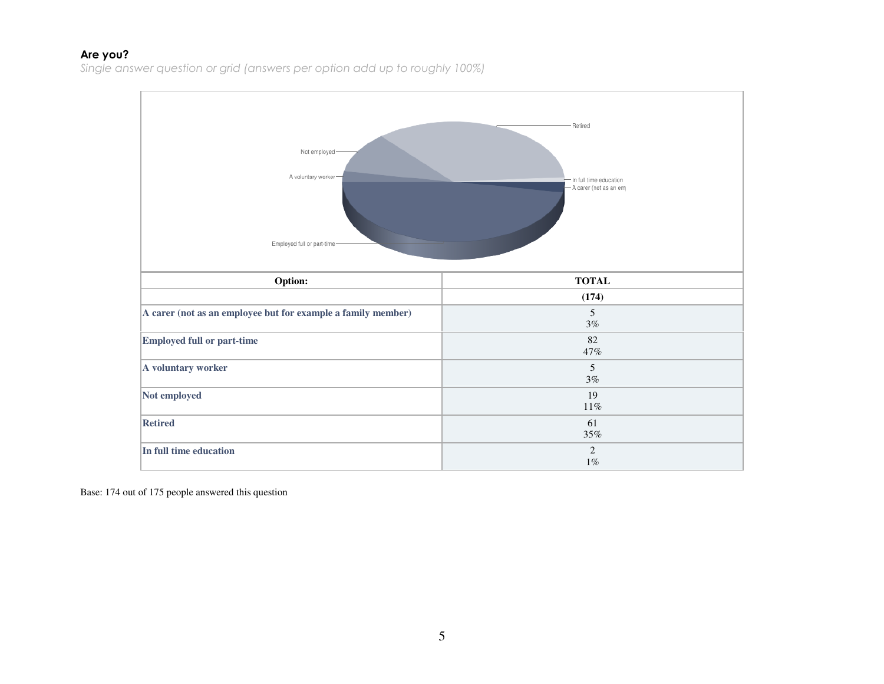**Are you?**

*Single answer question or grid (answers per option add up to roughly 100%)*

| Option: | TOTAL |
|---|---|
| | (174) |
| A carer (not as an employee but for example a family member) | 5<br>3% |
| Employed full or part-time | 82<br>47% |
| A voluntary worker | 5<br>3% |
| Not employed | 19<br>11% |
| Retired | 61<br>35% |
| In full time education | 2<br>1% |

Base: 174 out of 175 people answered this question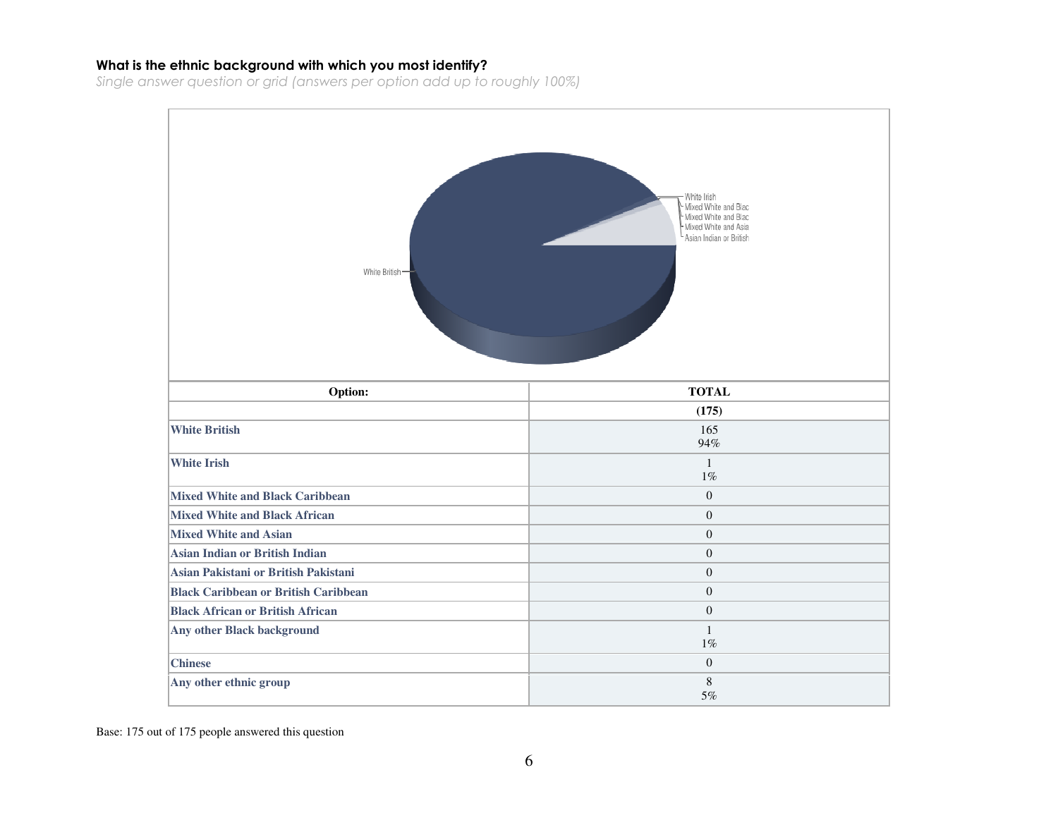**What is the ethnic background with which you most identify?**

*Single answer question or grid (answers per option add up to roughly 100%)*

| Option: | TOTAL |
|---|---|
| | **(175)** |
| **White British** | 165<br>94% |
| **White Irish** | 1<br>1% |
| **Mixed White and Black Caribbean** | 0 |
| **Mixed White and Black African** | 0 |
| **Mixed White and Asian** | 0 |
| **Asian Indian or British Indian** | 0 |
| **Asian Pakistani or British Pakistani** | 0 |
| **Black Caribbean or British Caribbean** | 0 |
| **Black African or British African** | 0 |
| **Any other Black background** | 1<br>1% |
| **Chinese** | 0 |
| **Any other ethnic group** | 8<br>5% |

Base: 175 out of 175 people answered this question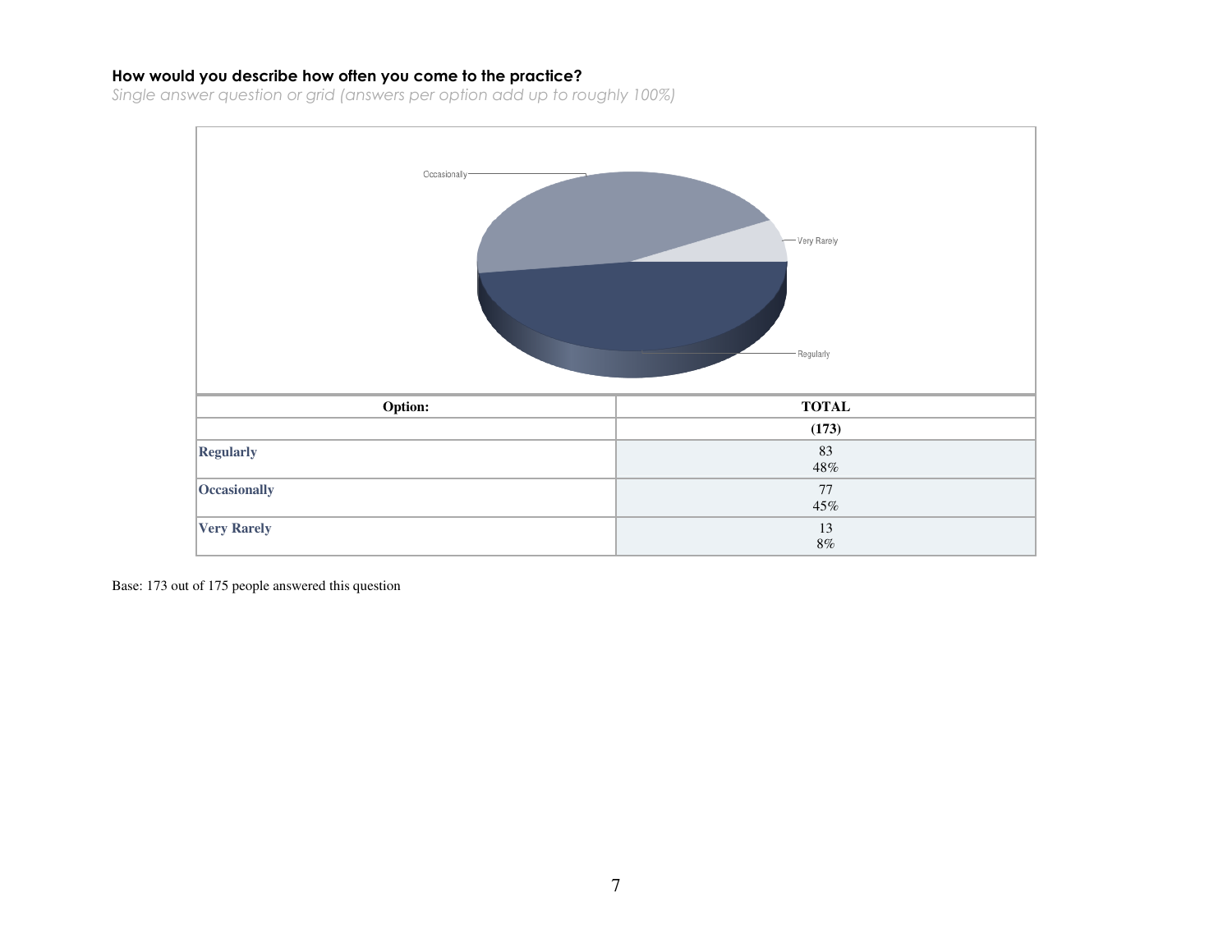**How would you describe how often you come to the practice?**

*Single answer question or grid (answers per option add up to roughly 100%)*

| Option: | TOTAL |
|---|---|
| | (173) |
| **Regularly** | 83<br>48% |
| **Occasionally** | 77<br>45% |
| **Very Rarely** | 13<br>8% |

Base: 173 out of 175 people answered this question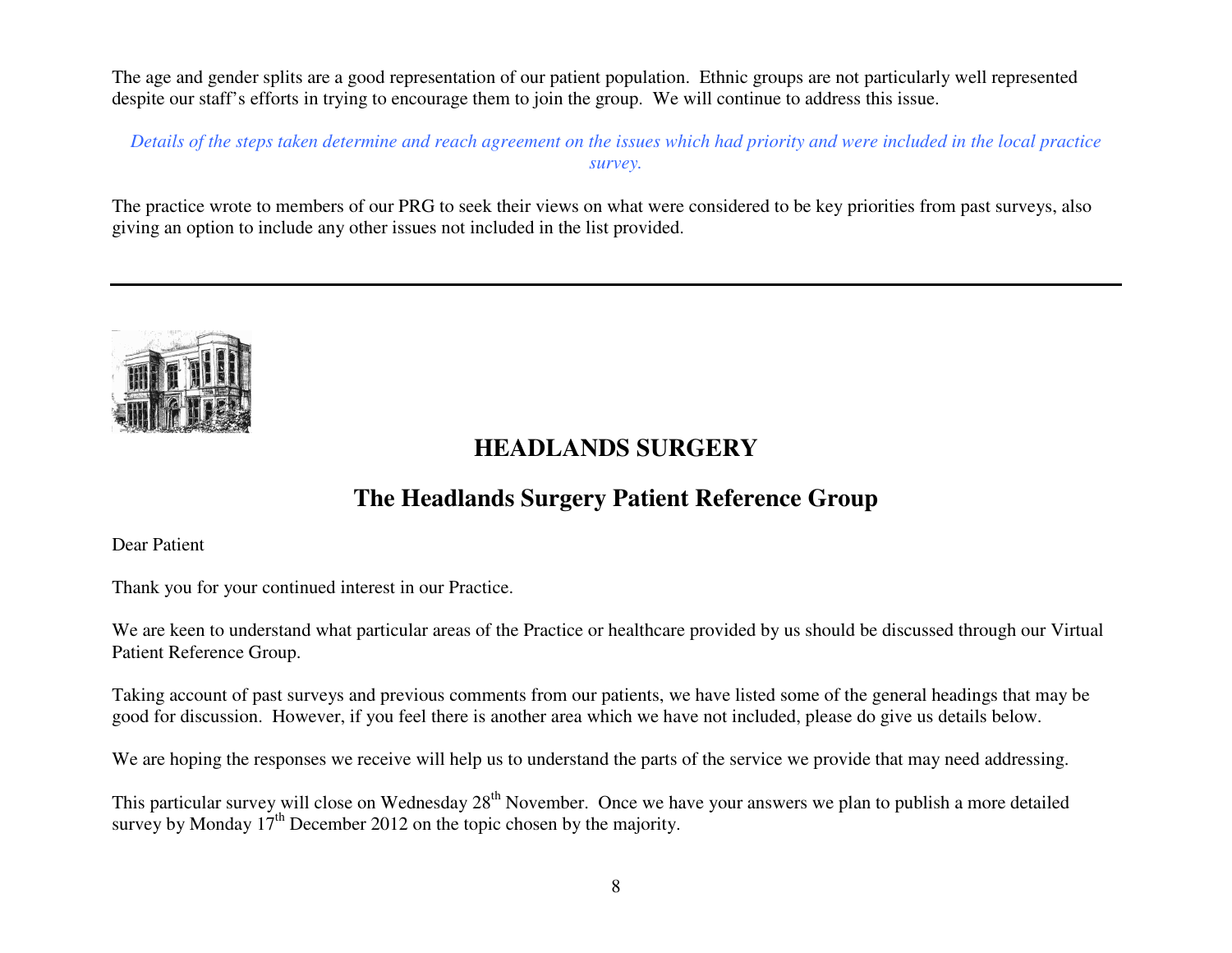The age and gender splits are a good representation of our patient population. Ethnic groups are not particularly well represented despite our staff's efforts in trying to encourage them to join the group. We will continue to address this issue.

*Details of the steps taken determine and reach agreement on the issues which had priority and were included in the local practice survey.*

The practice wrote to members of our PRG to seek their views on what were considered to be key priorities from past surveys, also giving an option to include any other issues not included in the list provided.

---

# HEADLANDS SURGERY

## The Headlands Surgery Patient Reference Group

Dear Patient

Thank you for your continued interest in our Practice.

We are keen to understand what particular areas of the Practice or healthcare provided by us should be discussed through our Virtual Patient Reference Group.

Taking account of past surveys and previous comments from our patients, we have listed some of the general headings that may be good for discussion. However, if you feel there is another area which we have not included, please do give us details below.

We are hoping the responses we receive will help us to understand the parts of the service we provide that may need addressing.

This particular survey will close on Wednesday 28th November. Once we have your answers we plan to publish a more detailed survey by Monday 17th December 2012 on the topic chosen by the majority.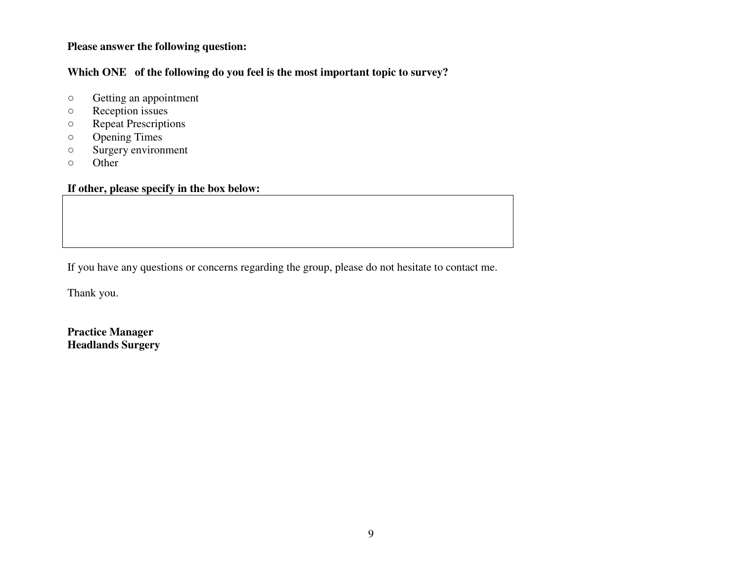**Please answer the following question:**

**Which ONE of the following do you feel is the most important topic to survey?**

- ○ Getting an appointment
- ○ Reception issues
- ○ Repeat Prescriptions
- ○ Opening Times
- ○ Surgery environment
- ○ Other

**If other, please specify in the box below:**

| |
|---|
| |

If you have any questions or concerns regarding the group, please do not hesitate to contact me.

Thank you.

**Practice Manager**
**Headlands Surgery**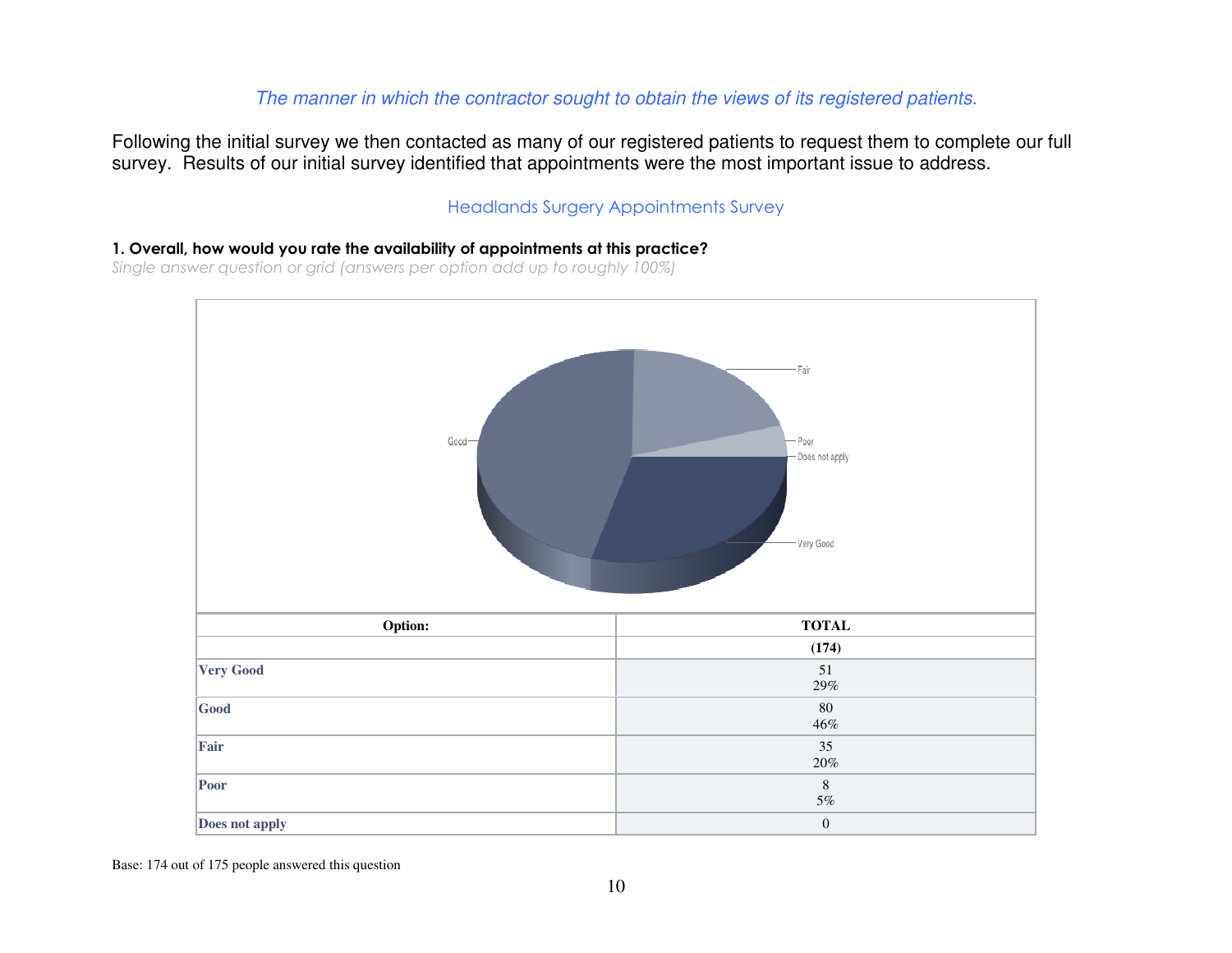*The manner in which the contractor sought to obtain the views of its registered patients.*

Following the initial survey we then contacted as many of our registered patients to request them to complete our full survey. Results of our initial survey identified that appointments were the most important issue to address.

## Headlands Surgery Appointments Survey

**1. Overall, how would you rate the availability of appointments at this practice?**

*Single answer question or grid (answers per option add up to roughly 100%)*

| Option: | TOTAL |
|---|---|
| | (174) |
| Very Good | 51<br>29% |
| Good | 80<br>46% |
| Fair | 35<br>20% |
| Poor | 8<br>5% |
| Does not apply | 0 |

Base: 174 out of 175 people answered this question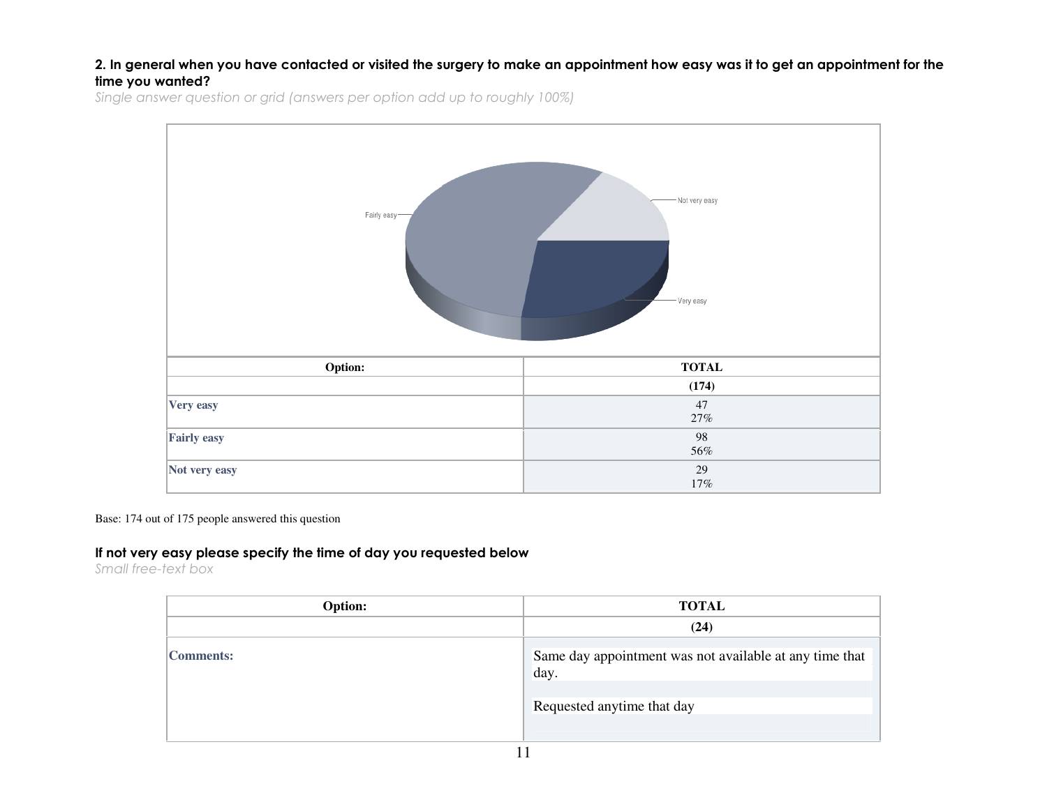**2. In general when you have contacted or visited the surgery to make an appointment how easy was it to get an appointment for the time you wanted?**

*Single answer question or grid (answers per option add up to roughly 100%)*

| Option: | TOTAL |
|---|---|
| | **(174)** |
| **Very easy** | 47<br>27% |
| **Fairly easy** | 98<br>56% |
| **Not very easy** | 29<br>17% |

Base: 174 out of 175 people answered this question

**If not very easy please specify the time of day you requested below**

*Small free-text box*

| Option: | TOTAL |
|---|---|
| | **(24)** |
| **Comments:** | Same day appointment was not available at any time that day.<br><br>Requested anytime that day |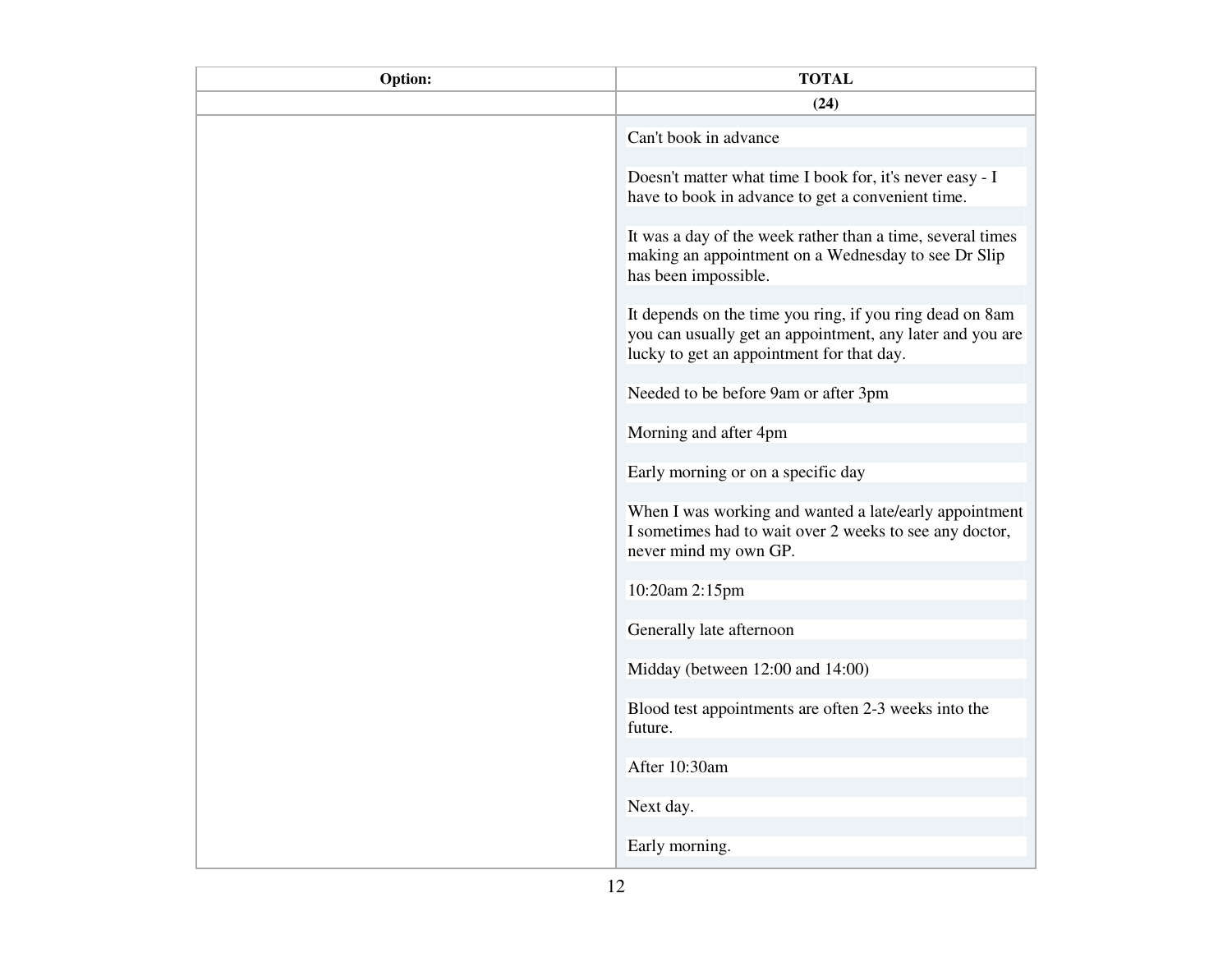| Option: | TOTAL |
| --- | --- |
| | (24) |
| | Can't book in advance |
| | Doesn't matter what time I book for, it's never easy - I have to book in advance to get a convenient time. |
| | It was a day of the week rather than a time, several times making an appointment on a Wednesday to see Dr Slip has been impossible. |
| | It depends on the time you ring, if you ring dead on 8am you can usually get an appointment, any later and you are lucky to get an appointment for that day. |
| | Needed to be before 9am or after 3pm |
| | Morning and after 4pm |
| | Early morning or on a specific day |
| | When I was working and wanted a late/early appointment I sometimes had to wait over 2 weeks to see any doctor, never mind my own GP. |
| | 10:20am 2:15pm |
| | Generally late afternoon |
| | Midday (between 12:00 and 14:00) |
| | Blood test appointments are often 2-3 weeks into the future. |
| | After 10:30am |
| | Next day. |
| | Early morning. |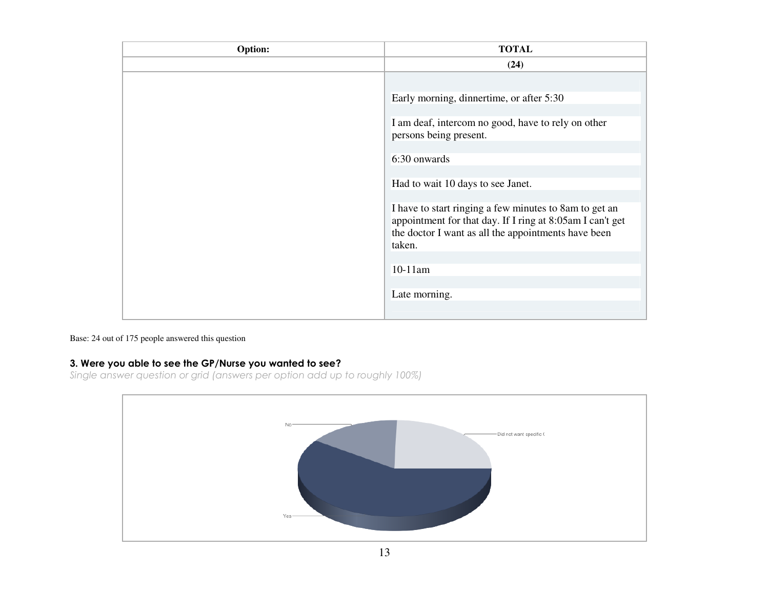| Option: | TOTAL |
|---|---|
| | (24) |
| | Early morning, dinnertime, or after 5:30<br><br>I am deaf, intercom no good, have to rely on other persons being present.<br><br>6:30 onwards<br><br>Had to wait 10 days to see Janet.<br><br>I have to start ringing a few minutes to 8am to get an appointment for that day. If I ring at 8:05am I can't get the doctor I want as all the appointments have been taken.<br><br>10-11am<br><br>Late morning. |

Base: 24 out of 175 people answered this question

### 3. Were you able to see the GP/Nurse you wanted to see?

*Single answer question or grid (answers per option add up to roughly 100%)*

No

Did not want specific (

Yes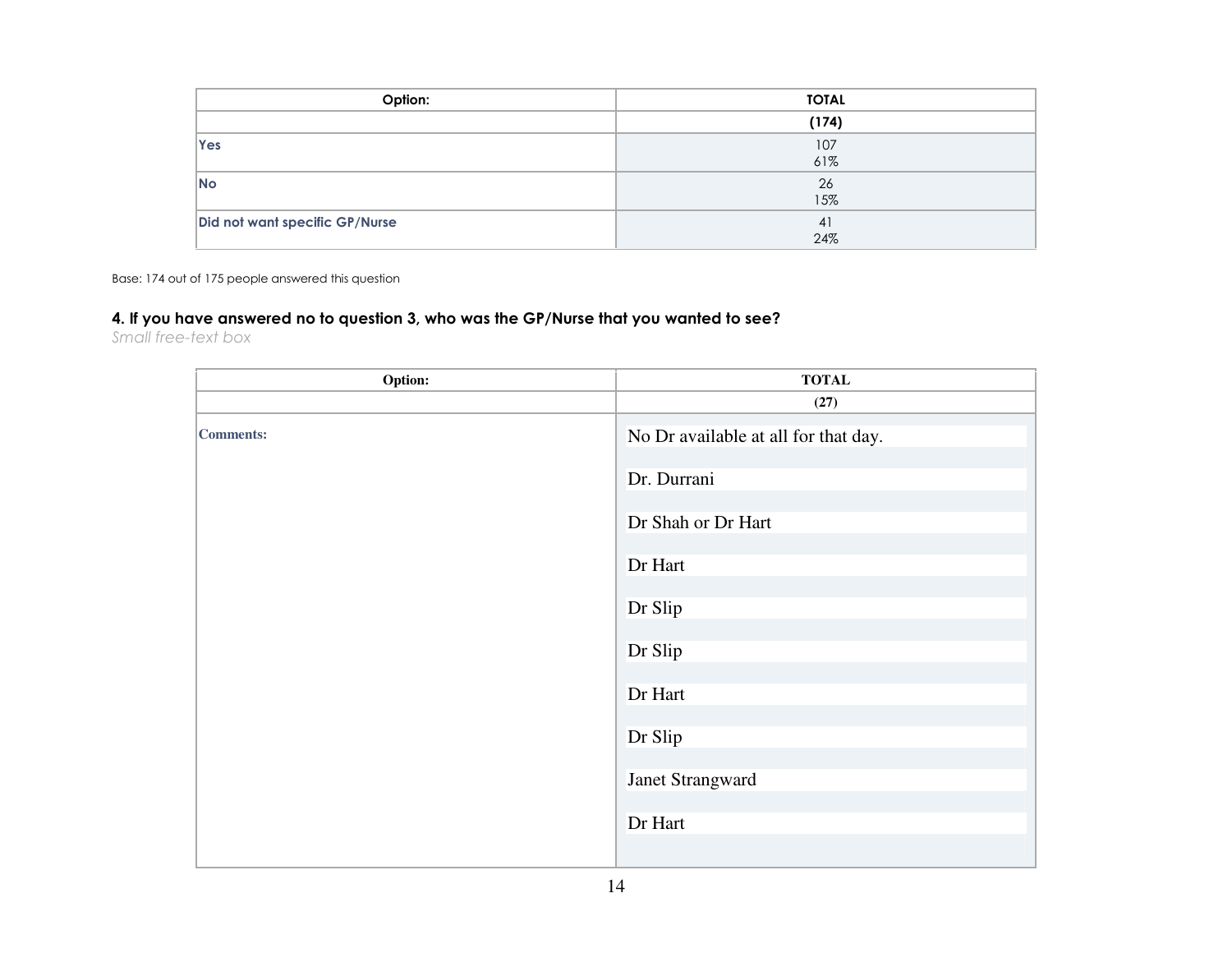| Option: | TOTAL |
| --- | --- |
| | **(174)** |
| **Yes** | 107<br>61% |
| **No** | 26<br>15% |
| **Did not want specific GP/Nurse** | 41<br>24% |

Base: 174 out of 175 people answered this question

### 4. If you have answered no to question 3, who was the GP/Nurse that you wanted to see?

*Small free-text box*

| Option: | TOTAL |
| --- | --- |
| | **(27)** |
| **Comments:** | No Dr available at all for that day. |
| | Dr. Durrani |
| | Dr Shah or Dr Hart |
| | Dr Hart |
| | Dr Slip |
| | Dr Slip |
| | Dr Hart |
| | Dr Slip |
| | Janet Strangward |
| | Dr Hart |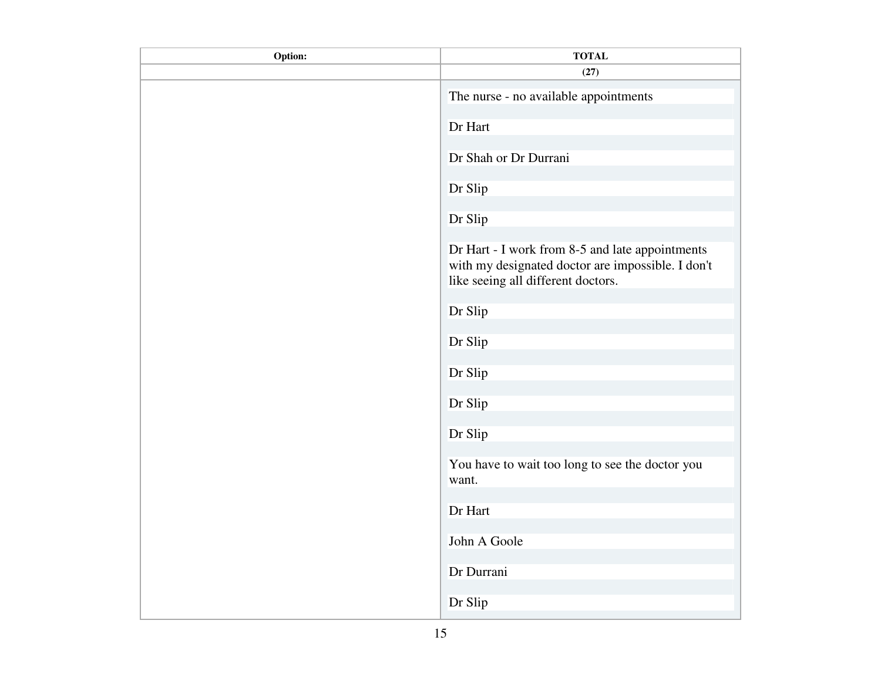| Option: | TOTAL |
| --- | --- |
| | (27) |
| | The nurse - no available appointments |
| | Dr Hart |
| | Dr Shah or Dr Durrani |
| | Dr Slip |
| | Dr Slip |
| | Dr Hart - I work from 8-5 and late appointments with my designated doctor are impossible. I don't like seeing all different doctors. |
| | Dr Slip |
| | Dr Slip |
| | Dr Slip |
| | Dr Slip |
| | Dr Slip |
| | You have to wait too long to see the doctor you want. |
| | Dr Hart |
| | John A Goole |
| | Dr Durrani |
| | Dr Slip |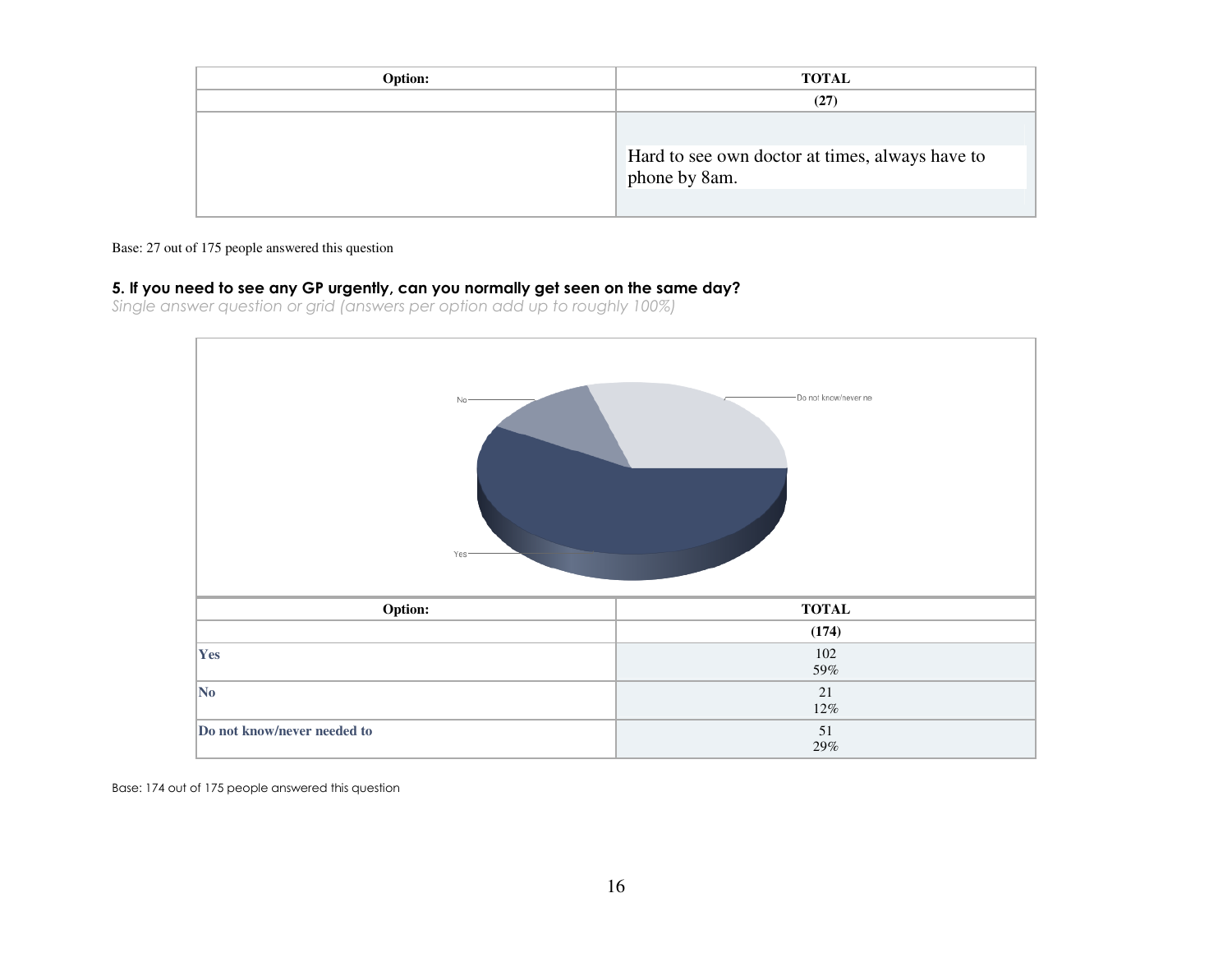| Option: | TOTAL |
| --- | --- |
| | (27) |
| | Hard to see own doctor at times, always have to phone by 8am. |

Base: 27 out of 175 people answered this question

### 5. If you need to see any GP urgently, can you normally get seen on the same day?

*Single answer question or grid (answers per option add up to roughly 100%)*

| Option: | TOTAL |
| --- | --- |
| | (174) |
| **Yes** | 102<br>59% |
| **No** | 21<br>12% |
| **Do not know/never needed to** | 51<br>29% |

Base: 174 out of 175 people answered this question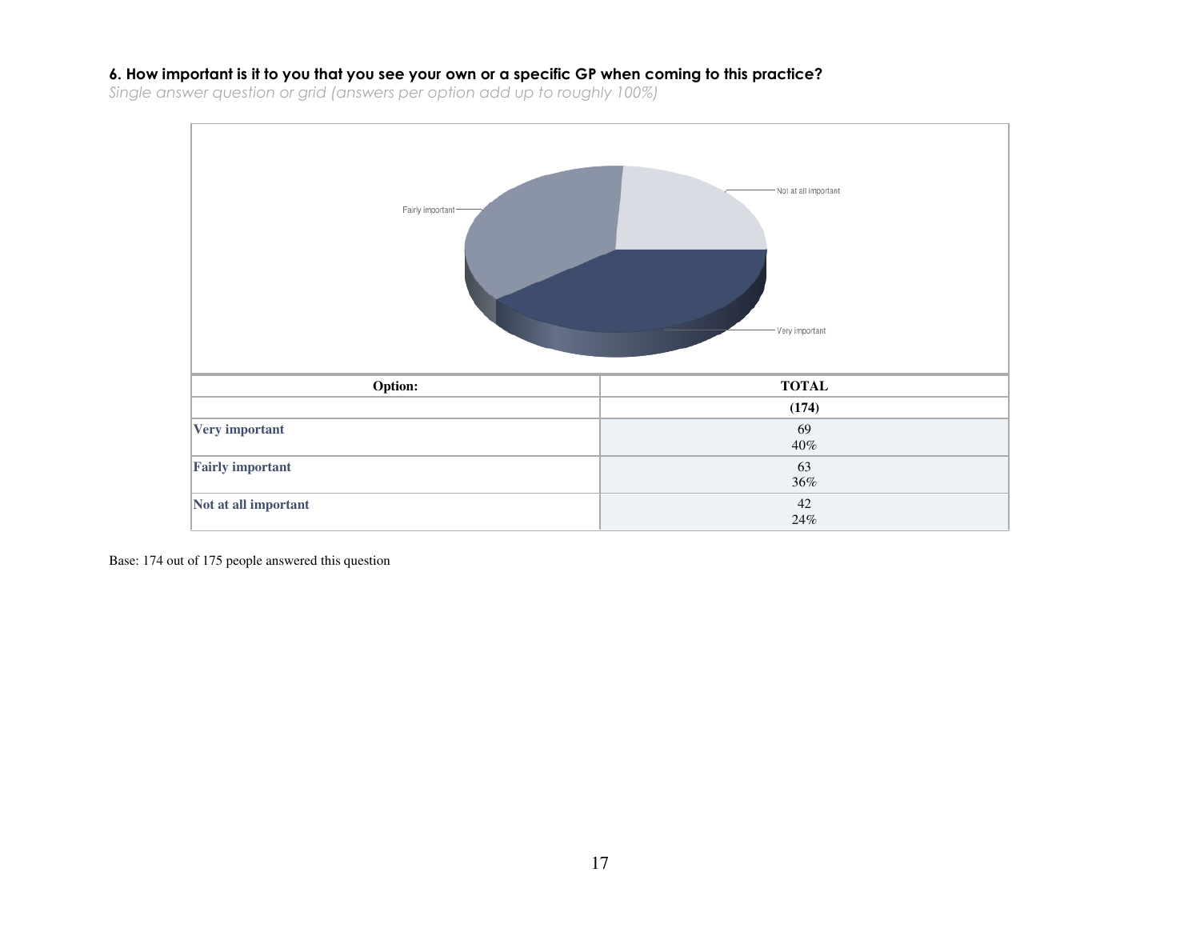### 6. How important is it to you that you see your own or a specific GP when coming to this practice?

*Single answer question or grid (answers per option add up to roughly 100%)*

| Option: | TOTAL |
|---|---|
| | (174) |
| **Very important** | 69<br>40% |
| **Fairly important** | 63<br>36% |
| **Not at all important** | 42<br>24% |

Base: 174 out of 175 people answered this question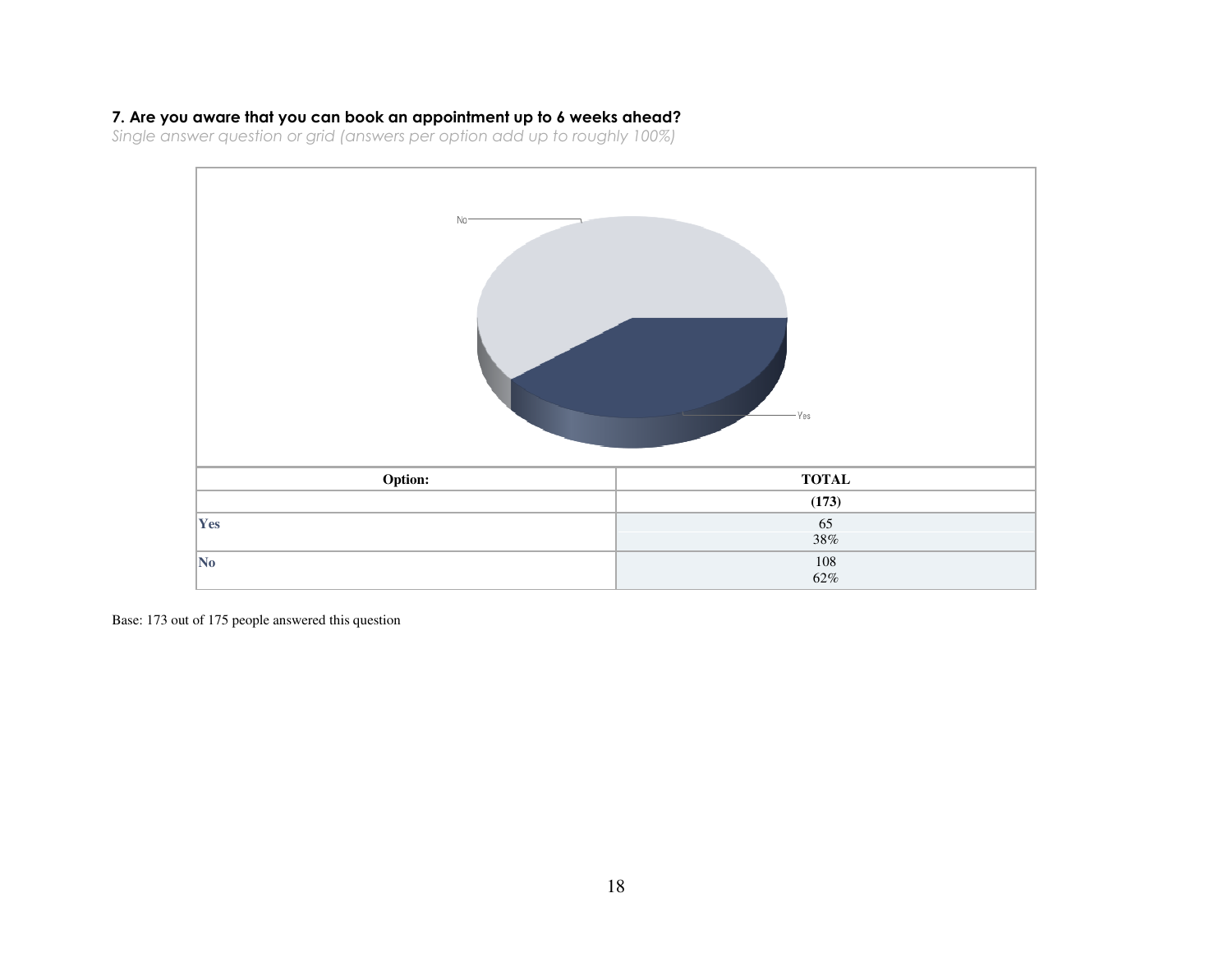### 7. Are you aware that you can book an appointment up to 6 weeks ahead?

*Single answer question or grid (answers per option add up to roughly 100%)*

| Option: | TOTAL |
|---|---|
| | (173) |
| Yes | 65<br>38% |
| No | 108<br>62% |

Base: 173 out of 175 people answered this question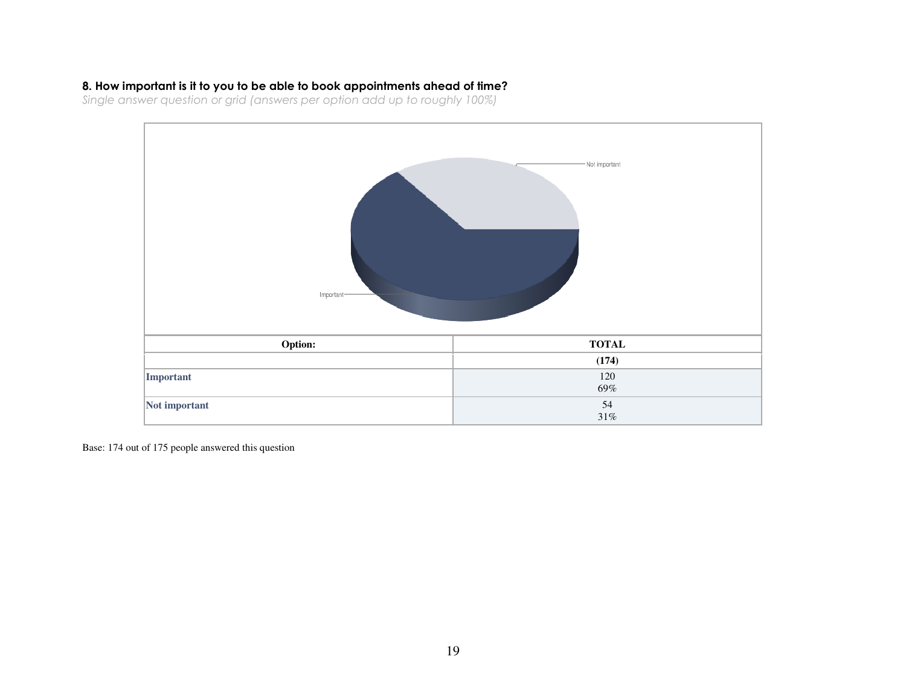### 8. How important is it to you to be able to book appointments ahead of time?

*Single answer question or grid (answers per option add up to roughly 100%)*

| Option: | TOTAL |
|---|---|
| | (174) |
| **Important** | 120<br>69% |
| **Not important** | 54<br>31% |

Base: 174 out of 175 people answered this question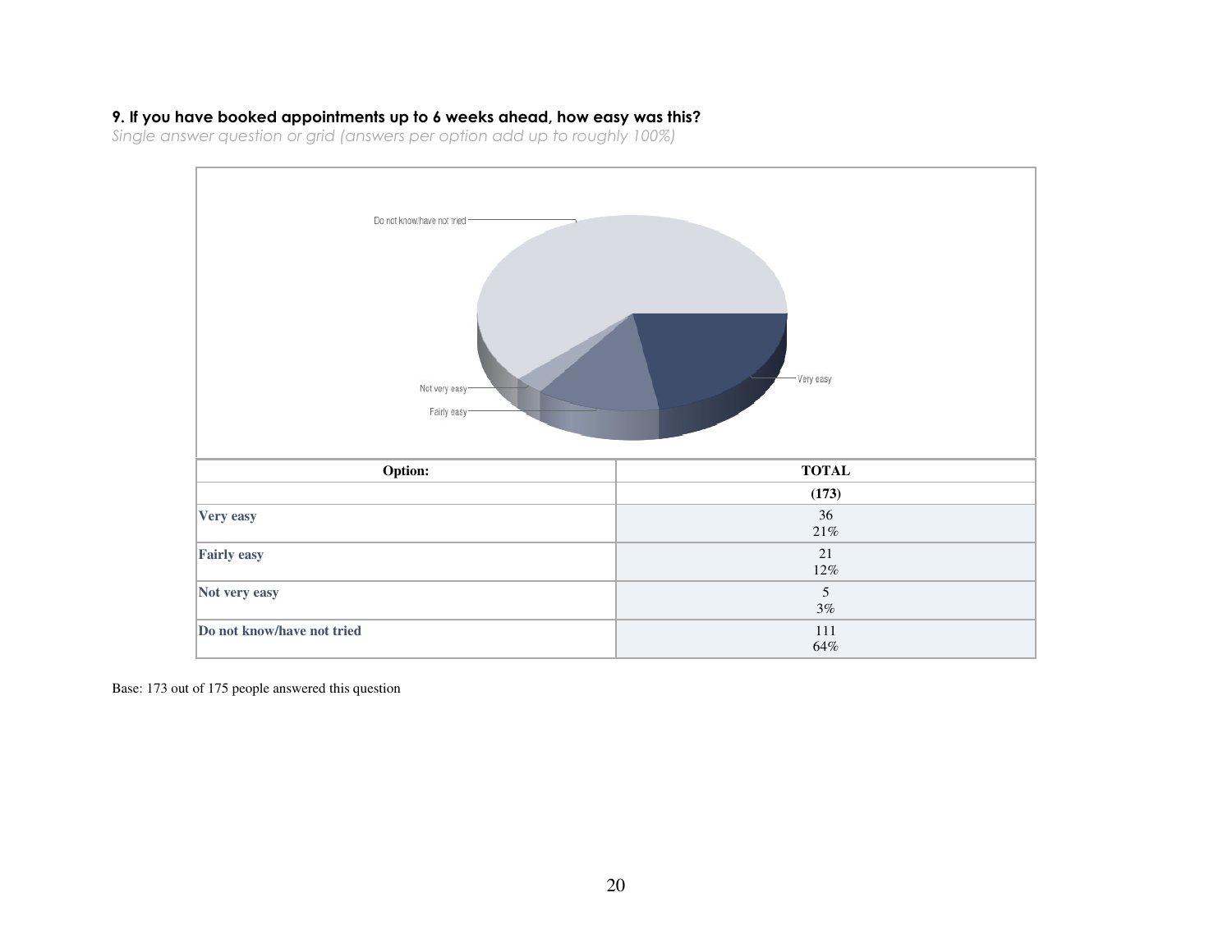### 9. If you have booked appointments up to 6 weeks ahead, how easy was this?

*Single answer question or grid (answers per option add up to roughly 100%)*

| Option: | TOTAL |
|---|---|
| | (173) |
| **Very easy** | 36<br>21% |
| **Fairly easy** | 21<br>12% |
| **Not very easy** | 5<br>3% |
| **Do not know/have not tried** | 111<br>64% |

Base: 173 out of 175 people answered this question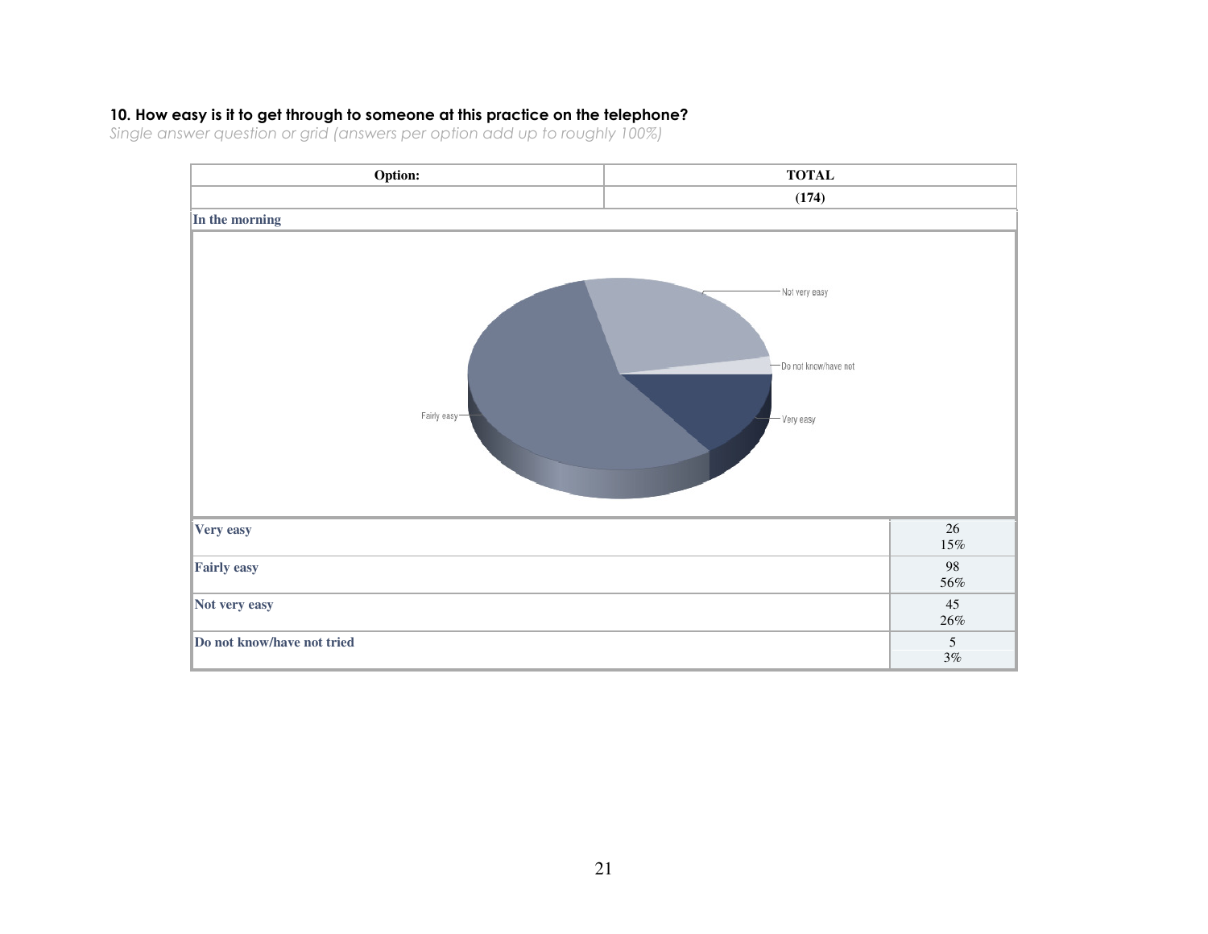### 10. How easy is it to get through to someone at this practice on the telephone?

*Single answer question or grid (answers per option add up to roughly 100%)*

| Option: | TOTAL |
|---|---|
| | (174) |
| **In the morning** | |
| Very easy | 26<br>15% |
| Fairly easy | 98<br>56% |
| Not very easy | 45<br>26% |
| Do not know/have not tried | 5<br>3% |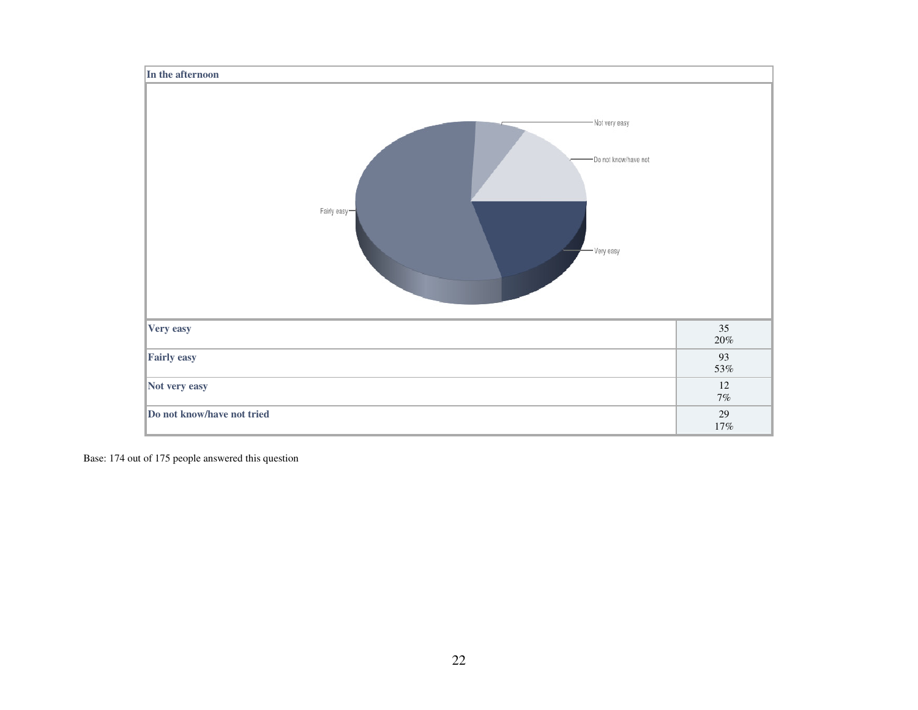**In the afternoon**

| | |
|---|---|
| **Very easy** | 35<br>20% |
| **Fairly easy** | 93<br>53% |
| **Not very easy** | 12<br>7% |
| **Do not know/have not tried** | 29<br>17% |

Base: 174 out of 175 people answered this question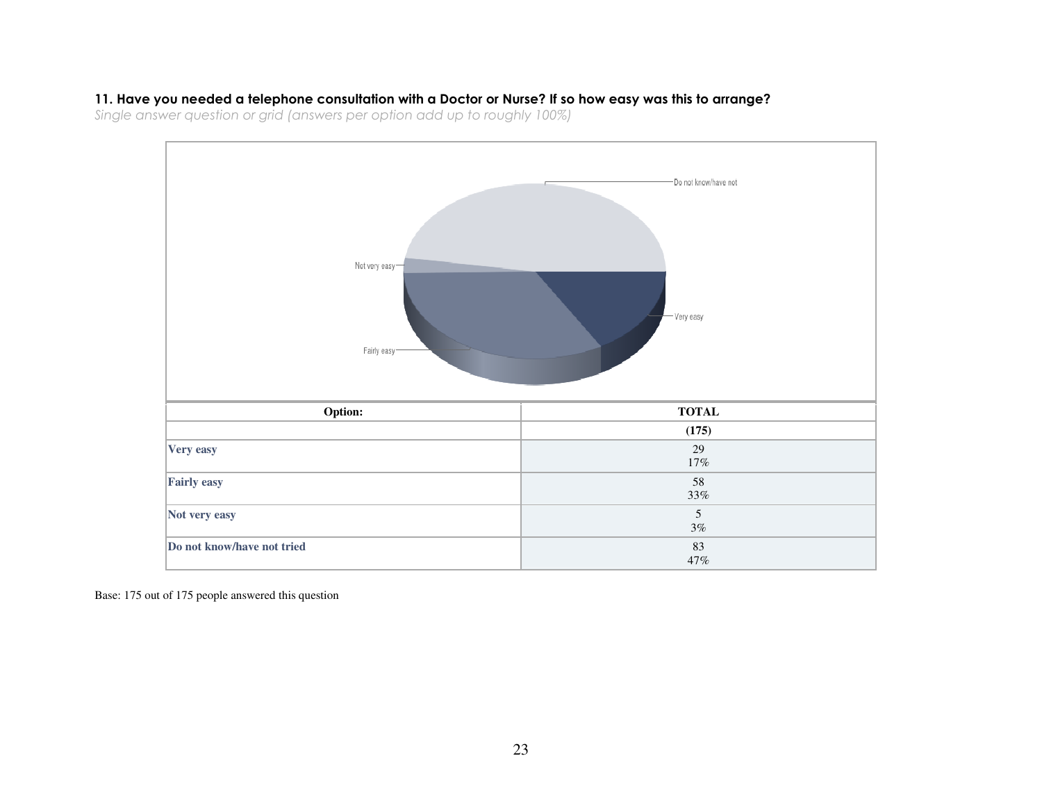### 11. Have you needed a telephone consultation with a Doctor or Nurse? If so how easy was this to arrange?

*Single answer question or grid (answers per option add up to roughly 100%)*

| Option: | TOTAL |
|---|---|
| | (175) |
| Very easy | 29<br>17% |
| Fairly easy | 58<br>33% |
| Not very easy | 5<br>3% |
| Do not know/have not tried | 83<br>47% |

Base: 175 out of 175 people answered this question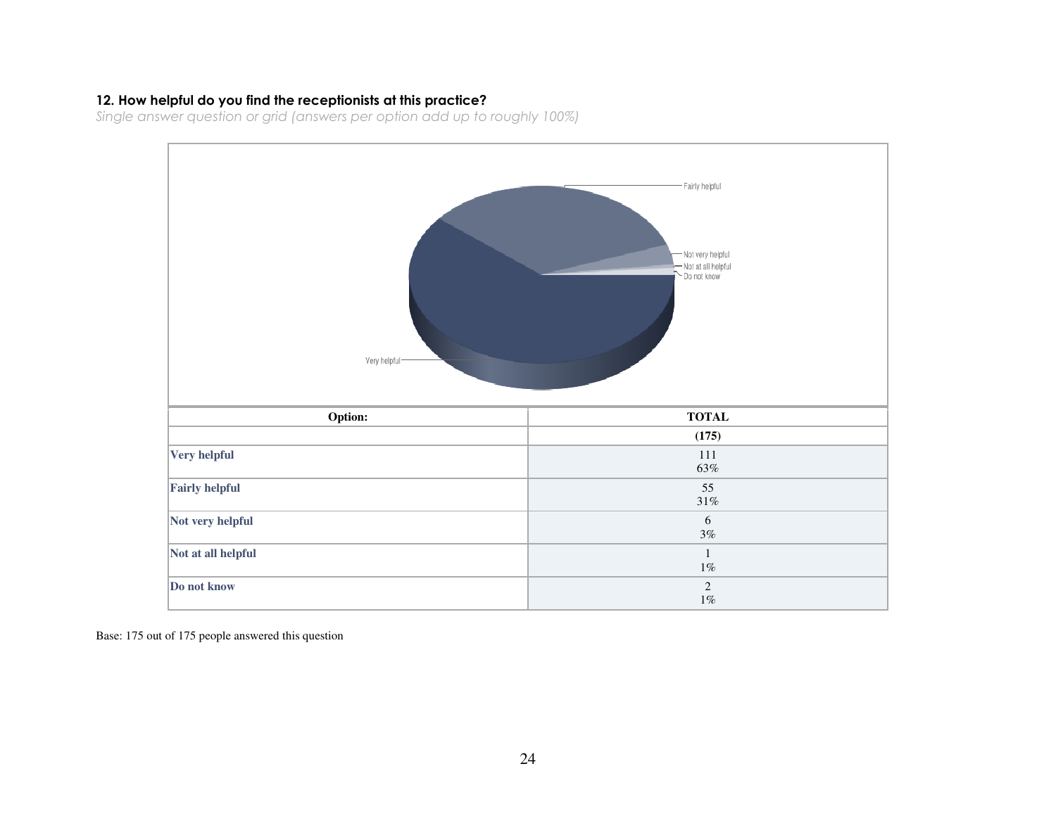### 12. How helpful do you find the receptionists at this practice?

*Single answer question or grid (answers per option add up to roughly 100%)*

| Option: | TOTAL |
|---|---|
| | (175) |
| Very helpful | 111<br>63% |
| Fairly helpful | 55<br>31% |
| Not very helpful | 6<br>3% |
| Not at all helpful | 1<br>1% |
| Do not know | 2<br>1% |

Base: 175 out of 175 people answered this question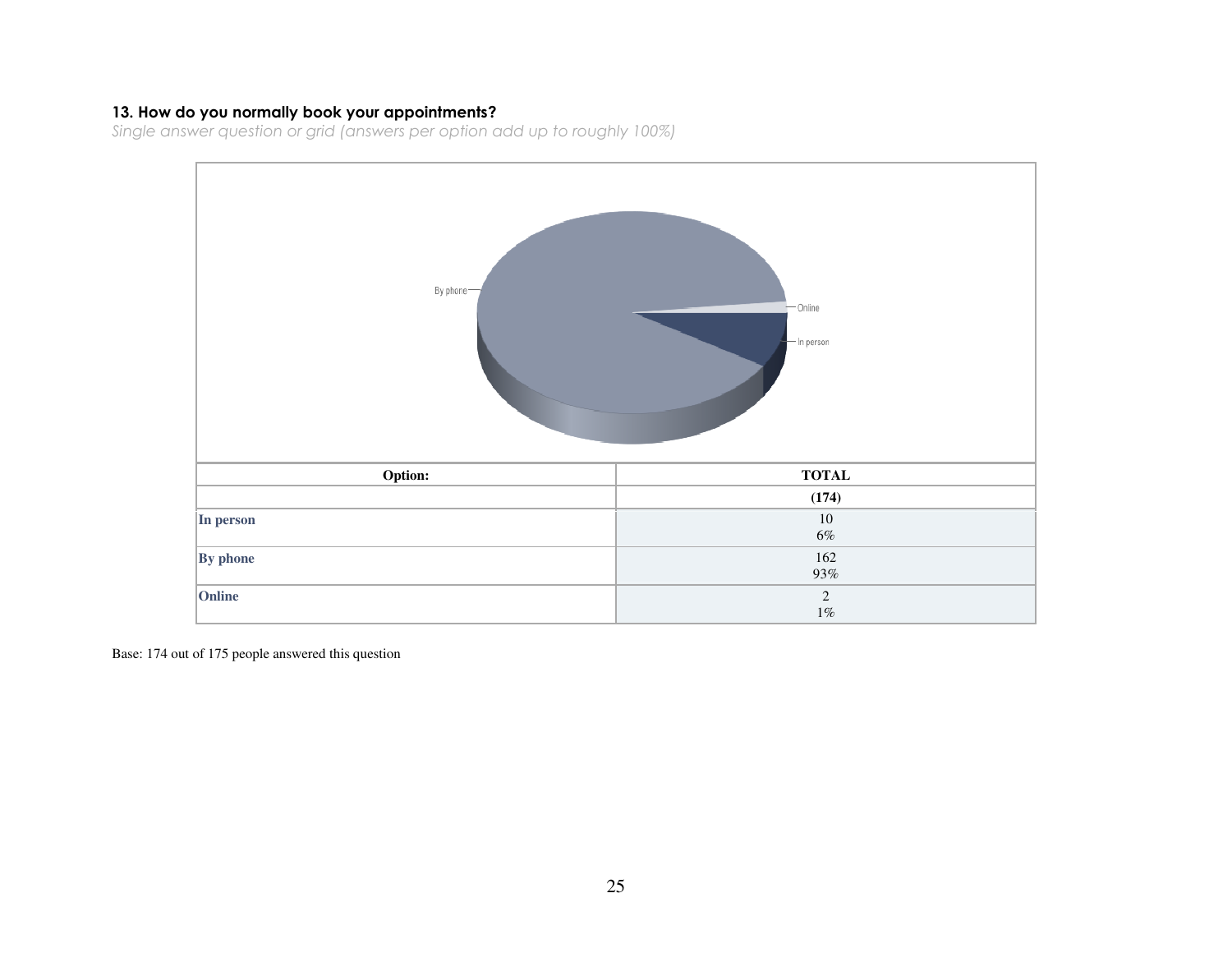### 13. How do you normally book your appointments?

*Single answer question or grid (answers per option add up to roughly 100%)*

| Option: | TOTAL |
|---|---|
| | **(174)** |
| **In person** | 10<br>6% |
| **By phone** | 162<br>93% |
| **Online** | 2<br>1% |

Base: 174 out of 175 people answered this question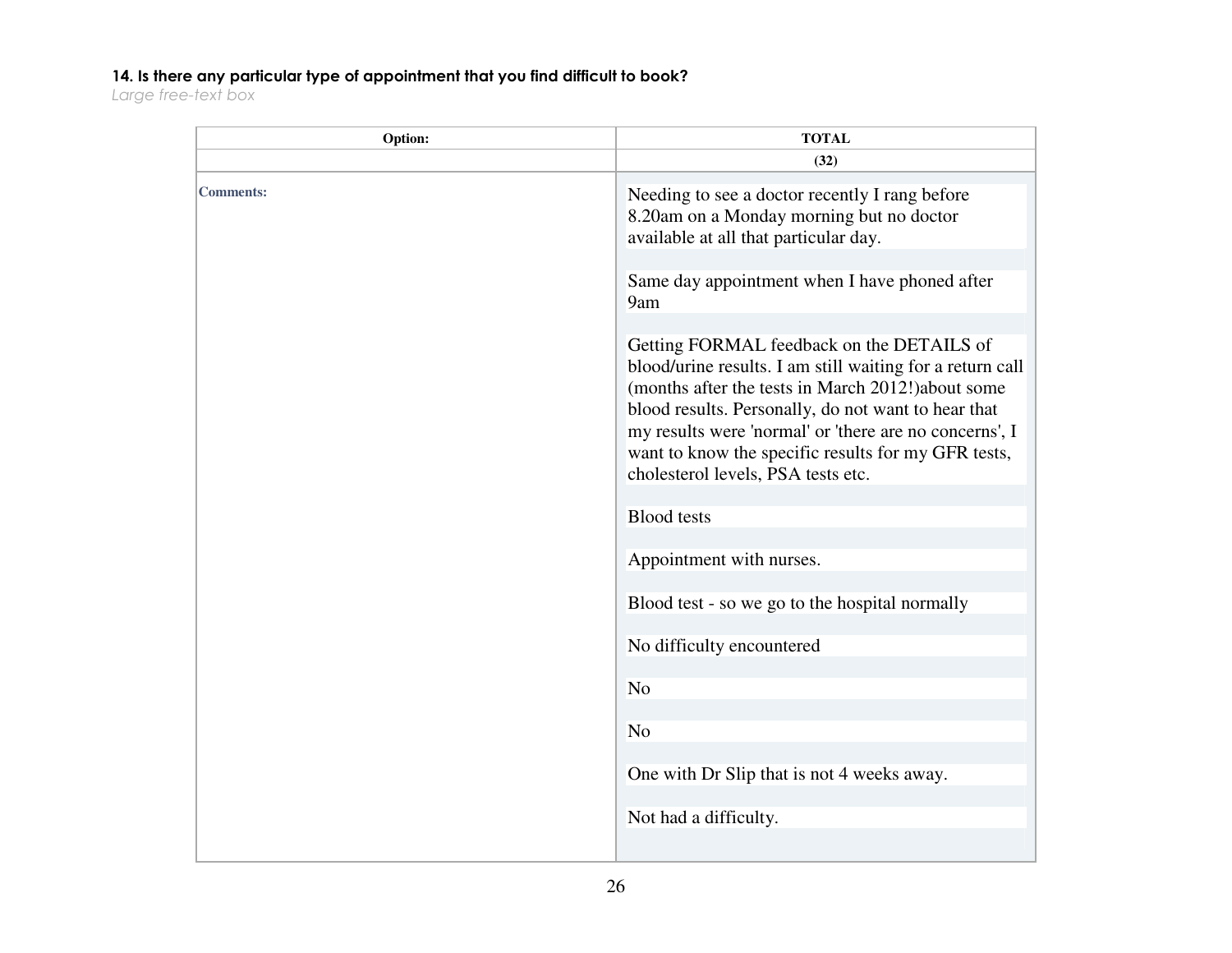**14. Is there any particular type of appointment that you find difficult to book?**

*Large free-text box*

| Option: | TOTAL |
|---|---|
| | (32) |
| **Comments:** | Needing to see a doctor recently I rang before 8.20am on a Monday morning but no doctor available at all that particular day.<br><br>Same day appointment when I have phoned after 9am<br><br>Getting FORMAL feedback on the DETAILS of blood/urine results. I am still waiting for a return call (months after the tests in March 2012!)about some blood results. Personally, do not want to hear that my results were 'normal' or 'there are no concerns', I want to know the specific results for my GFR tests, cholesterol levels, PSA tests etc.<br><br>Blood tests<br><br>Appointment with nurses.<br><br>Blood test - so we go to the hospital normally<br><br>No difficulty encountered<br><br>No<br><br>No<br><br>One with Dr Slip that is not 4 weeks away.<br><br>Not had a difficulty. |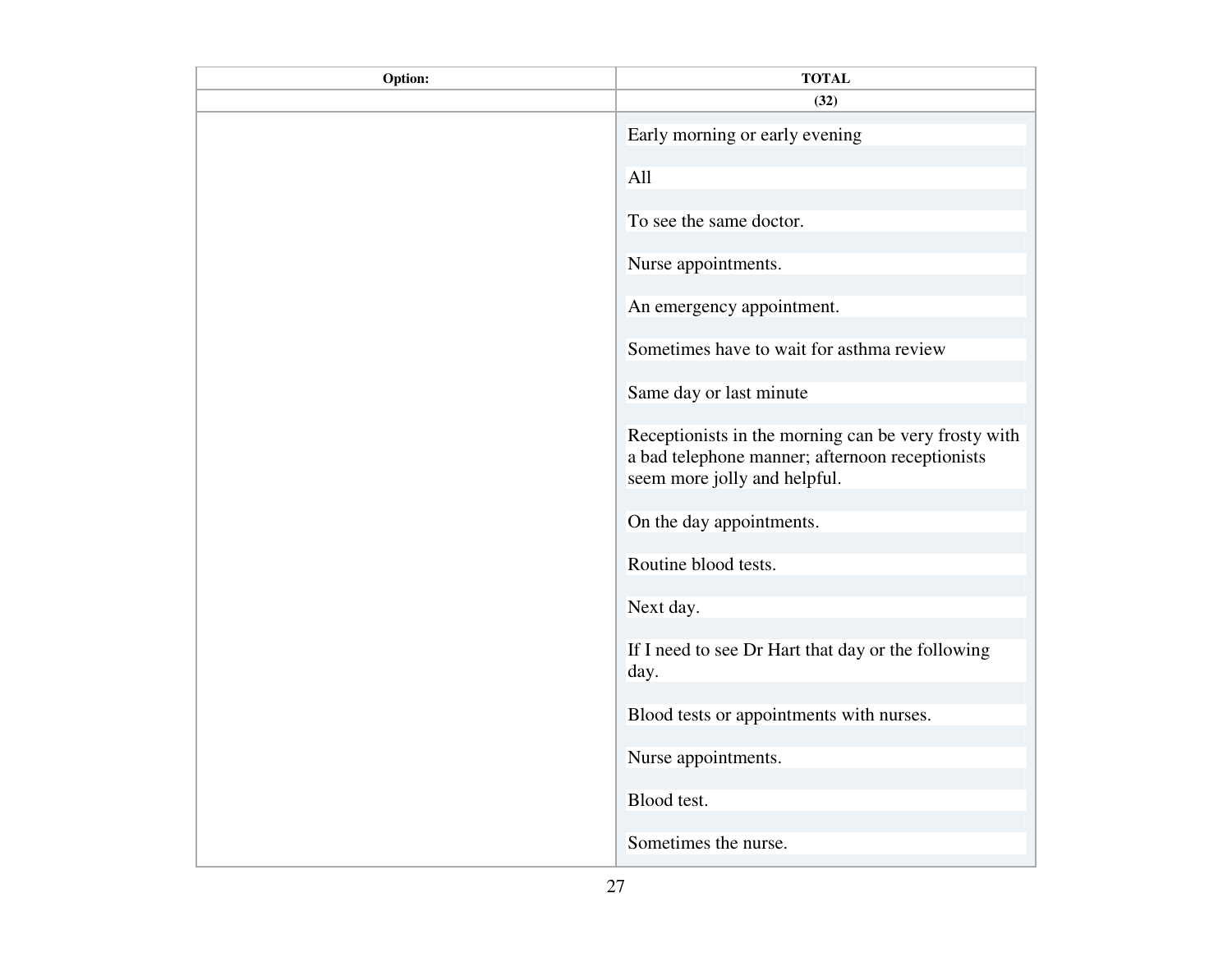| Option: | TOTAL |
| --- | --- |
| | (32) |
| | Early morning or early evening |
| | All |
| | To see the same doctor. |
| | Nurse appointments. |
| | An emergency appointment. |
| | Sometimes have to wait for asthma review |
| | Same day or last minute |
| | Receptionists in the morning can be very frosty with a bad telephone manner; afternoon receptionists seem more jolly and helpful. |
| | On the day appointments. |
| | Routine blood tests. |
| | Next day. |
| | If I need to see Dr Hart that day or the following day. |
| | Blood tests or appointments with nurses. |
| | Nurse appointments. |
| | Blood test. |
| | Sometimes the nurse. |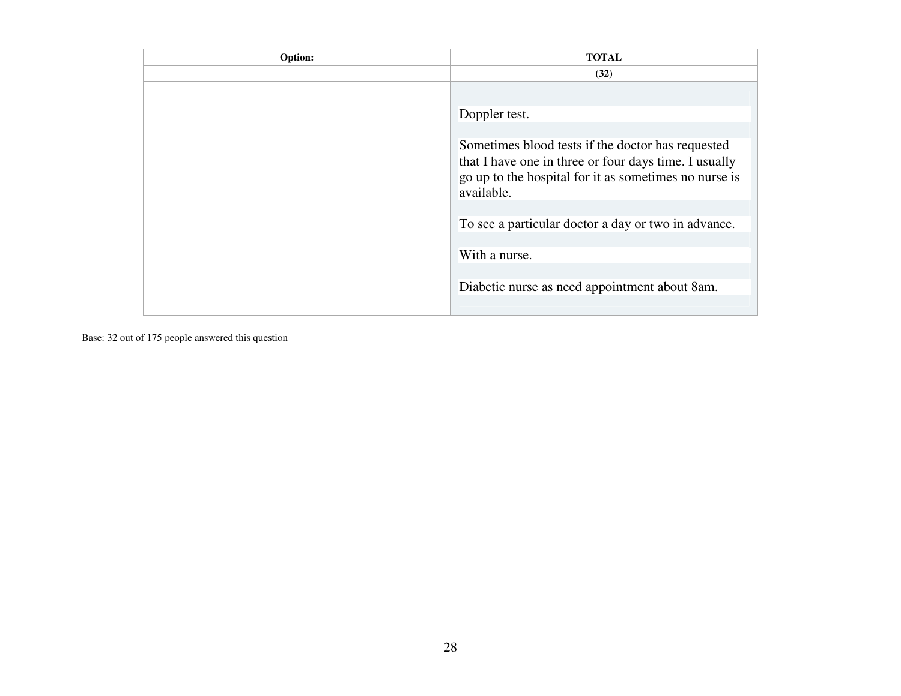| Option: | TOTAL |
|---|---|
| | (32) |
| | Doppler test.<br><br>Sometimes blood tests if the doctor has requested that I have one in three or four days time. I usually go up to the hospital for it as sometimes no nurse is available.<br><br>To see a particular doctor a day or two in advance.<br><br>With a nurse.<br><br>Diabetic nurse as need appointment about 8am. |

Base: 32 out of 175 people answered this question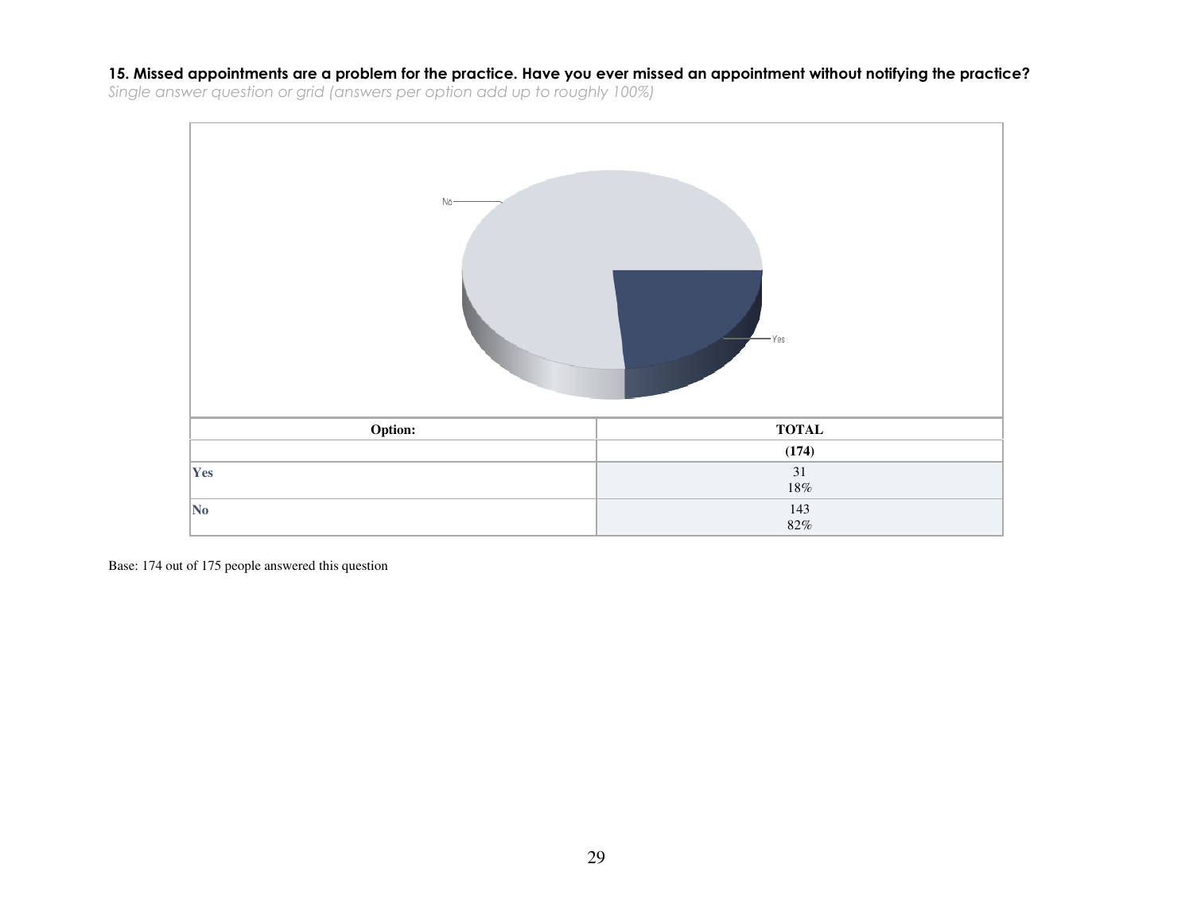**15. Missed appointments are a problem for the practice. Have you ever missed an appointment without notifying the practice?**

*Single answer question or grid (answers per option add up to roughly 100%)*

| Option: | TOTAL |
|---|---|
| | (174) |
| Yes | 31<br>18% |
| No | 143<br>82% |

Base: 174 out of 175 people answered this question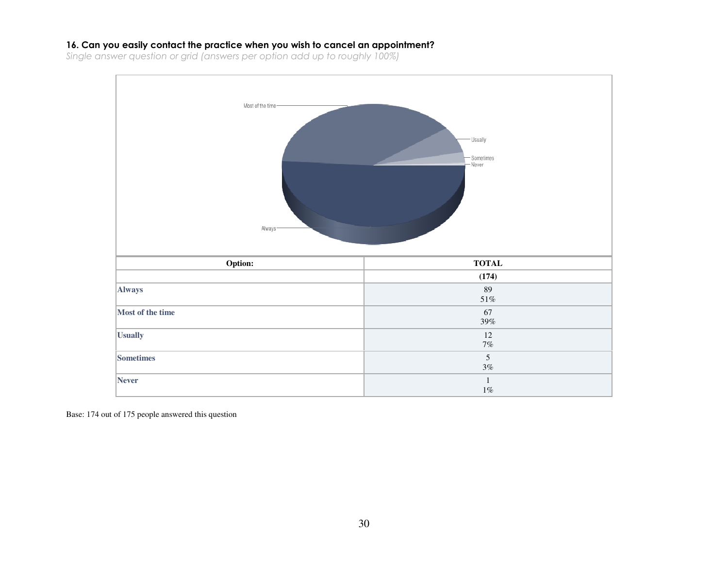### 16. Can you easily contact the practice when you wish to cancel an appointment?

*Single answer question or grid (answers per option add up to roughly 100%)*

| Option: | TOTAL |
| --- | --- |
| | (174) |
| **Always** | 89<br>51% |
| **Most of the time** | 67<br>39% |
| **Usually** | 12<br>7% |
| **Sometimes** | 5<br>3% |
| **Never** | 1<br>1% |

Base: 174 out of 175 people answered this question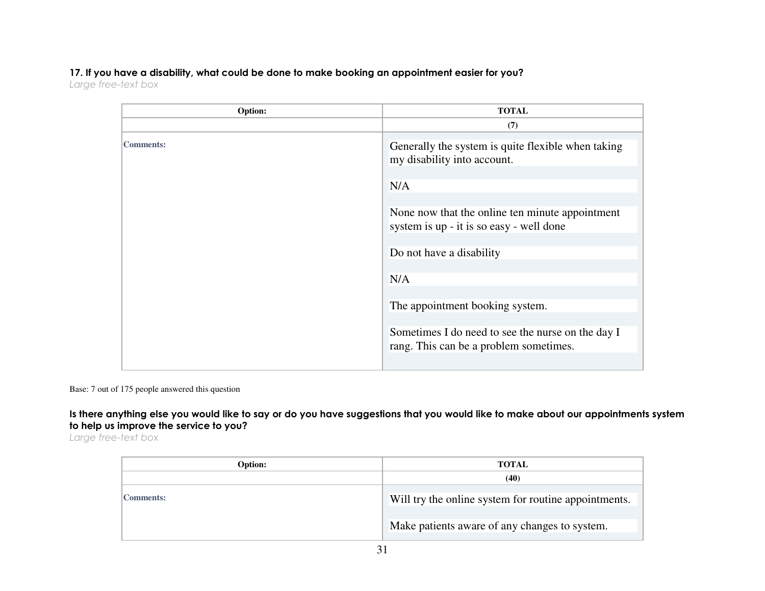**17. If you have a disability, what could be done to make booking an appointment easier for you?**

*Large free-text box*

| Option: | TOTAL |
|---|---|
| | (7) |
| Comments: | Generally the system is quite flexible when taking my disability into account.<br><br>N/A<br><br>None now that the online ten minute appointment system is up - it is so easy - well done<br><br>Do not have a disability<br><br>N/A<br><br>The appointment booking system.<br><br>Sometimes I do need to see the nurse on the day I rang. This can be a problem sometimes. |

Base: 7 out of 175 people answered this question

**Is there anything else you would like to say or do you have suggestions that you would like to make about our appointments system to help us improve the service to you?**

*Large free-text box*

| Option: | TOTAL |
|---|---|
| | (40) |
| Comments: | Will try the online system for routine appointments.<br><br>Make patients aware of any changes to system. |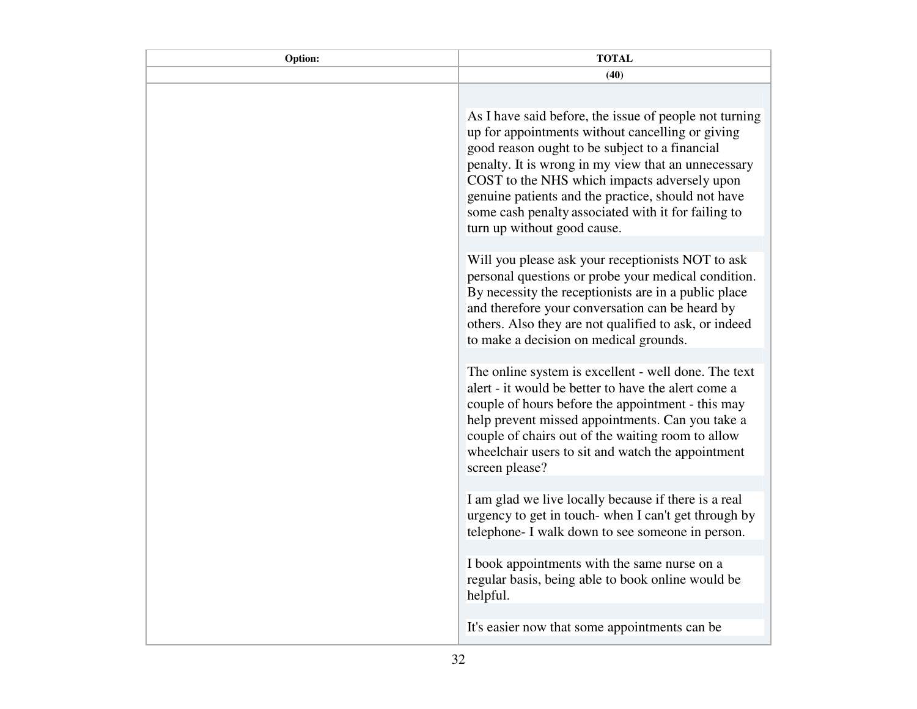| Option: | TOTAL |
| --- | --- |
| | (40) |
| | As I have said before, the issue of people not turning up for appointments without cancelling or giving good reason ought to be subject to a financial penalty. It is wrong in my view that an unnecessary COST to the NHS which impacts adversely upon genuine patients and the practice, should not have some cash penalty associated with it for failing to turn up without good cause.<br><br>Will you please ask your receptionists NOT to ask personal questions or probe your medical condition. By necessity the receptionists are in a public place and therefore your conversation can be heard by others. Also they are not qualified to ask, or indeed to make a decision on medical grounds.<br><br>The online system is excellent - well done. The text alert - it would be better to have the alert come a couple of hours before the appointment - this may help prevent missed appointments. Can you take a couple of chairs out of the waiting room to allow wheelchair users to sit and watch the appointment screen please?<br><br>I am glad we live locally because if there is a real urgency to get in touch- when I can't get through by telephone- I walk down to see someone in person.<br><br>I book appointments with the same nurse on a regular basis, being able to book online would be helpful.<br><br>It's easier now that some appointments can be |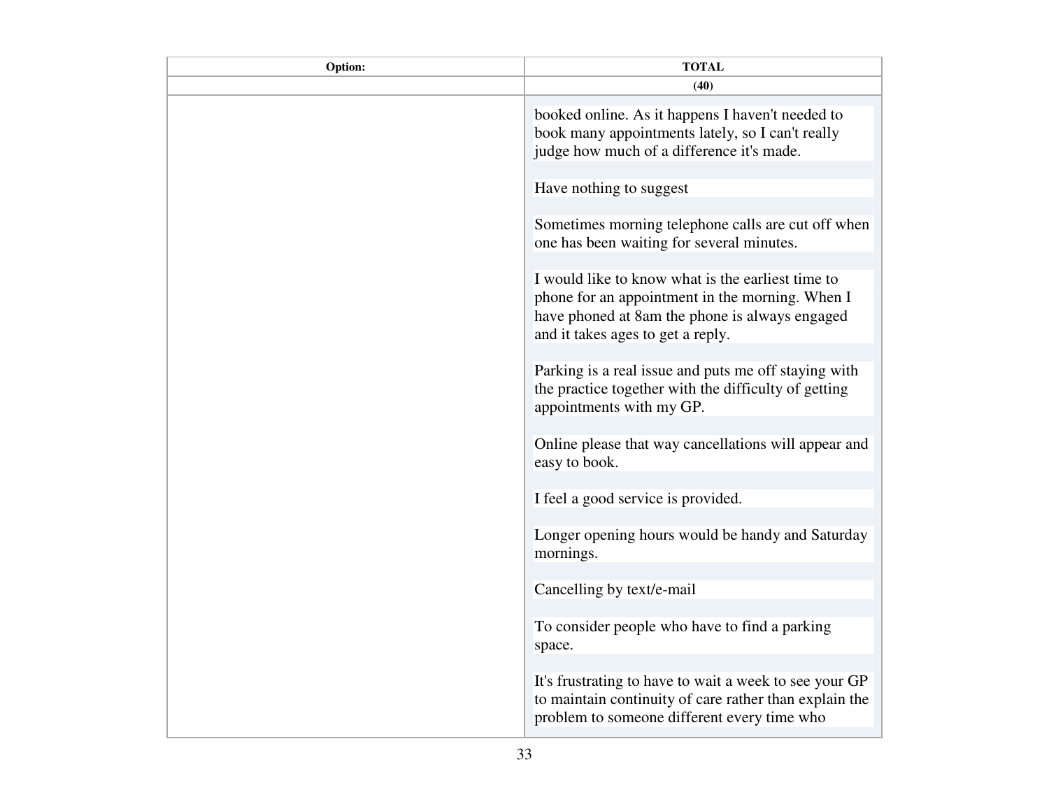| Option: | TOTAL |
| --- | --- |
| | (40) |
| | booked online. As it happens I haven't needed to book many appointments lately, so I can't really judge how much of a difference it's made.<br><br>Have nothing to suggest<br><br>Sometimes morning telephone calls are cut off when one has been waiting for several minutes.<br><br>I would like to know what is the earliest time to phone for an appointment in the morning. When I have phoned at 8am the phone is always engaged and it takes ages to get a reply.<br><br>Parking is a real issue and puts me off staying with the practice together with the difficulty of getting appointments with my GP.<br><br>Online please that way cancellations will appear and easy to book.<br><br>I feel a good service is provided.<br><br>Longer opening hours would be handy and Saturday mornings.<br><br>Cancelling by text/e-mail<br><br>To consider people who have to find a parking space.<br><br>It's frustrating to have to wait a week to see your GP to maintain continuity of care rather than explain the problem to someone different every time who |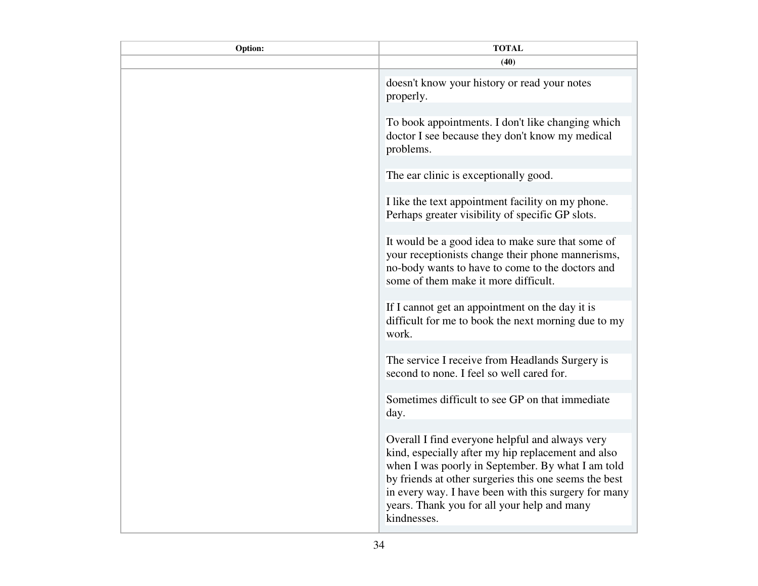| Option: | TOTAL |
| --- | --- |
| | (40) |
| | doesn't know your history or read your notes properly.<br><br>To book appointments. I don't like changing which doctor I see because they don't know my medical problems.<br><br>The ear clinic is exceptionally good.<br><br>I like the text appointment facility on my phone. Perhaps greater visibility of specific GP slots.<br><br>It would be a good idea to make sure that some of your receptionists change their phone mannerisms, no-body wants to have to come to the doctors and some of them make it more difficult.<br><br>If I cannot get an appointment on the day it is difficult for me to book the next morning due to my work.<br><br>The service I receive from Headlands Surgery is second to none. I feel so well cared for.<br><br>Sometimes difficult to see GP on that immediate day.<br><br>Overall I find everyone helpful and always very kind, especially after my hip replacement and also when I was poorly in September. By what I am told by friends at other surgeries this one seems the best in every way. I have been with this surgery for many years. Thank you for all your help and many kindnesses. |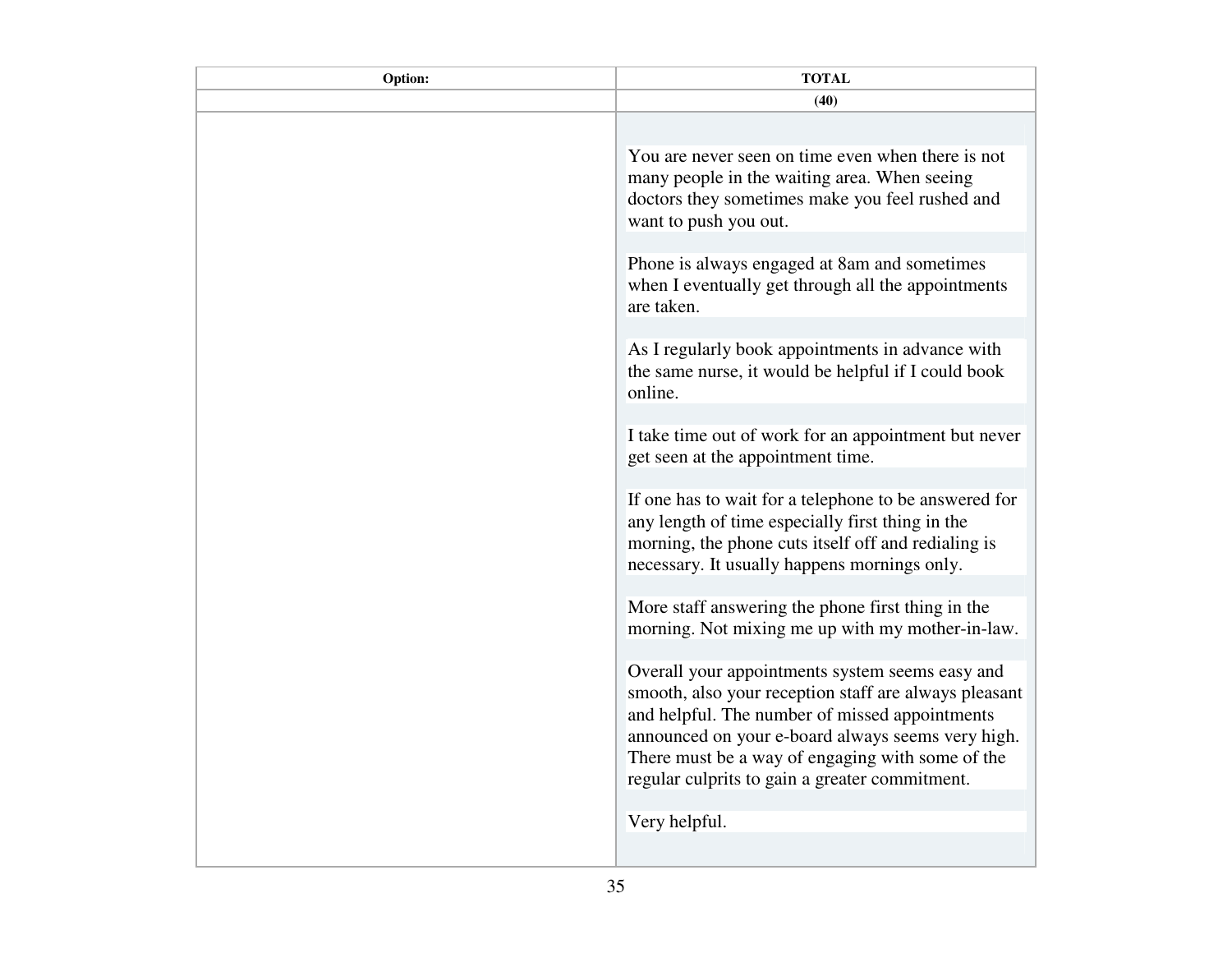| Option: | TOTAL |
| --- | --- |
| | (40) |
| | You are never seen on time even when there is not many people in the waiting area. When seeing doctors they sometimes make you feel rushed and want to push you out.<br><br>Phone is always engaged at 8am and sometimes when I eventually get through all the appointments are taken.<br><br>As I regularly book appointments in advance with the same nurse, it would be helpful if I could book online.<br><br>I take time out of work for an appointment but never get seen at the appointment time.<br><br>If one has to wait for a telephone to be answered for any length of time especially first thing in the morning, the phone cuts itself off and redialing is necessary. It usually happens mornings only.<br><br>More staff answering the phone first thing in the morning. Not mixing me up with my mother-in-law.<br><br>Overall your appointments system seems easy and smooth, also your reception staff are always pleasant and helpful. The number of missed appointments announced on your e-board always seems very high. There must be a way of engaging with some of the regular culprits to gain a greater commitment.<br><br>Very helpful. |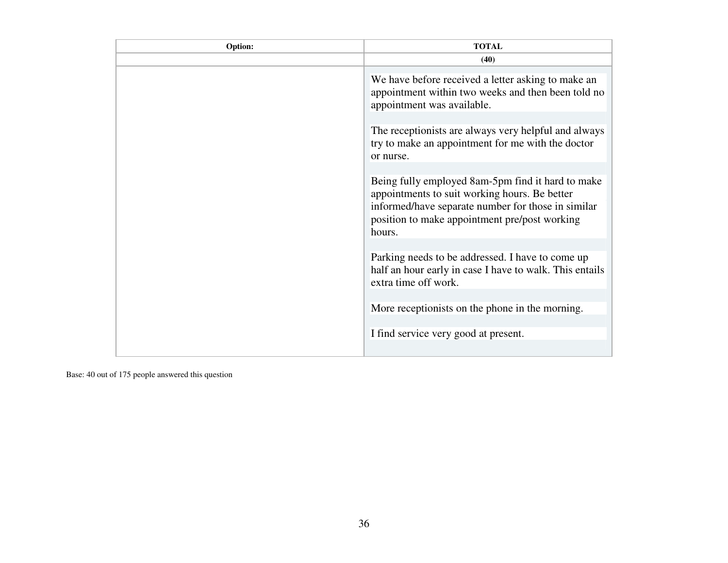| Option: | TOTAL |
|---|---|
| | (40) |
| | We have before received a letter asking to make an appointment within two weeks and then been told no appointment was available.<br><br>The receptionists are always very helpful and always try to make an appointment for me with the doctor or nurse.<br><br>Being fully employed 8am-5pm find it hard to make appointments to suit working hours. Be better informed/have separate number for those in similar position to make appointment pre/post working hours.<br><br>Parking needs to be addressed. I have to come up half an hour early in case I have to walk. This entails extra time off work.<br><br>More receptionists on the phone in the morning.<br><br>I find service very good at present. |

Base: 40 out of 175 people answered this question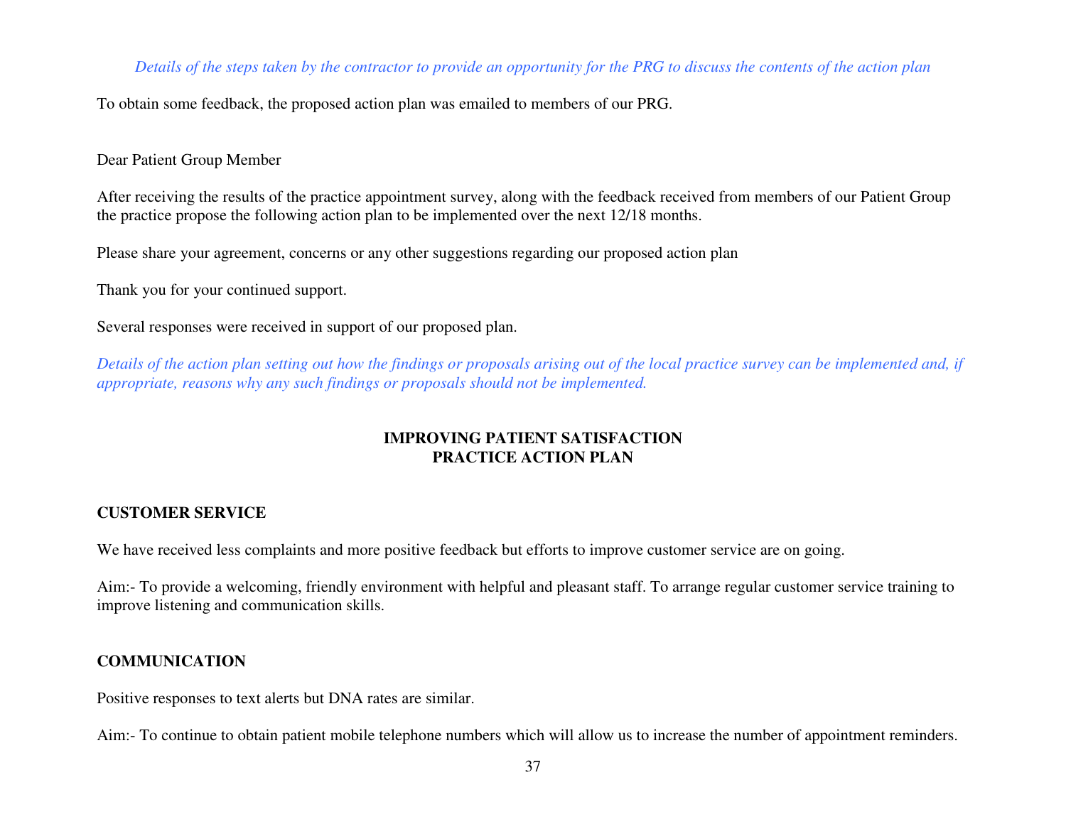*Details of the steps taken by the contractor to provide an opportunity for the PRG to discuss the contents of the action plan*

To obtain some feedback, the proposed action plan was emailed to members of our PRG.

Dear Patient Group Member

After receiving the results of the practice appointment survey, along with the feedback received from members of our Patient Group the practice propose the following action plan to be implemented over the next 12/18 months.

Please share your agreement, concerns or any other suggestions regarding our proposed action plan

Thank you for your continued support.

Several responses were received in support of our proposed plan.

*Details of the action plan setting out how the findings or proposals arising out of the local practice survey can be implemented and, if appropriate, reasons why any such findings or proposals should not be implemented.*

**IMPROVING PATIENT SATISFACTION**
**PRACTICE ACTION PLAN**

**CUSTOMER SERVICE**

We have received less complaints and more positive feedback but efforts to improve customer service are on going.

Aim:- To provide a welcoming, friendly environment with helpful and pleasant staff. To arrange regular customer service training to improve listening and communication skills.

**COMMUNICATION**

Positive responses to text alerts but DNA rates are similar.

Aim:- To continue to obtain patient mobile telephone numbers which will allow us to increase the number of appointment reminders.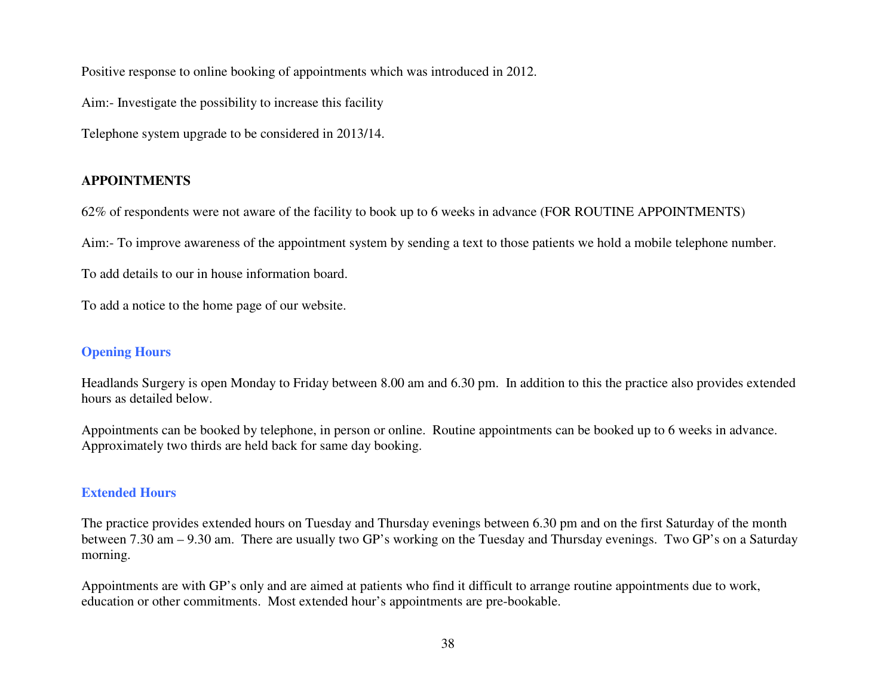Positive response to online booking of appointments which was introduced in 2012.

Aim:- Investigate the possibility to increase this facility

Telephone system upgrade to be considered in 2013/14.

**APPOINTMENTS**

62% of respondents were not aware of the facility to book up to 6 weeks in advance (FOR ROUTINE APPOINTMENTS)

Aim:- To improve awareness of the appointment system by sending a text to those patients we hold a mobile telephone number.

To add details to our in house information board.

To add a notice to the home page of our website.

### Opening Hours

Headlands Surgery is open Monday to Friday between 8.00 am and 6.30 pm. In addition to this the practice also provides extended hours as detailed below.

Appointments can be booked by telephone, in person or online. Routine appointments can be booked up to 6 weeks in advance. Approximately two thirds are held back for same day booking.

### Extended Hours

The practice provides extended hours on Tuesday and Thursday evenings between 6.30 pm and on the first Saturday of the month between 7.30 am – 9.30 am. There are usually two GP's working on the Tuesday and Thursday evenings. Two GP's on a Saturday morning.

Appointments are with GP's only and are aimed at patients who find it difficult to arrange routine appointments due to work, education or other commitments. Most extended hour's appointments are pre-bookable.